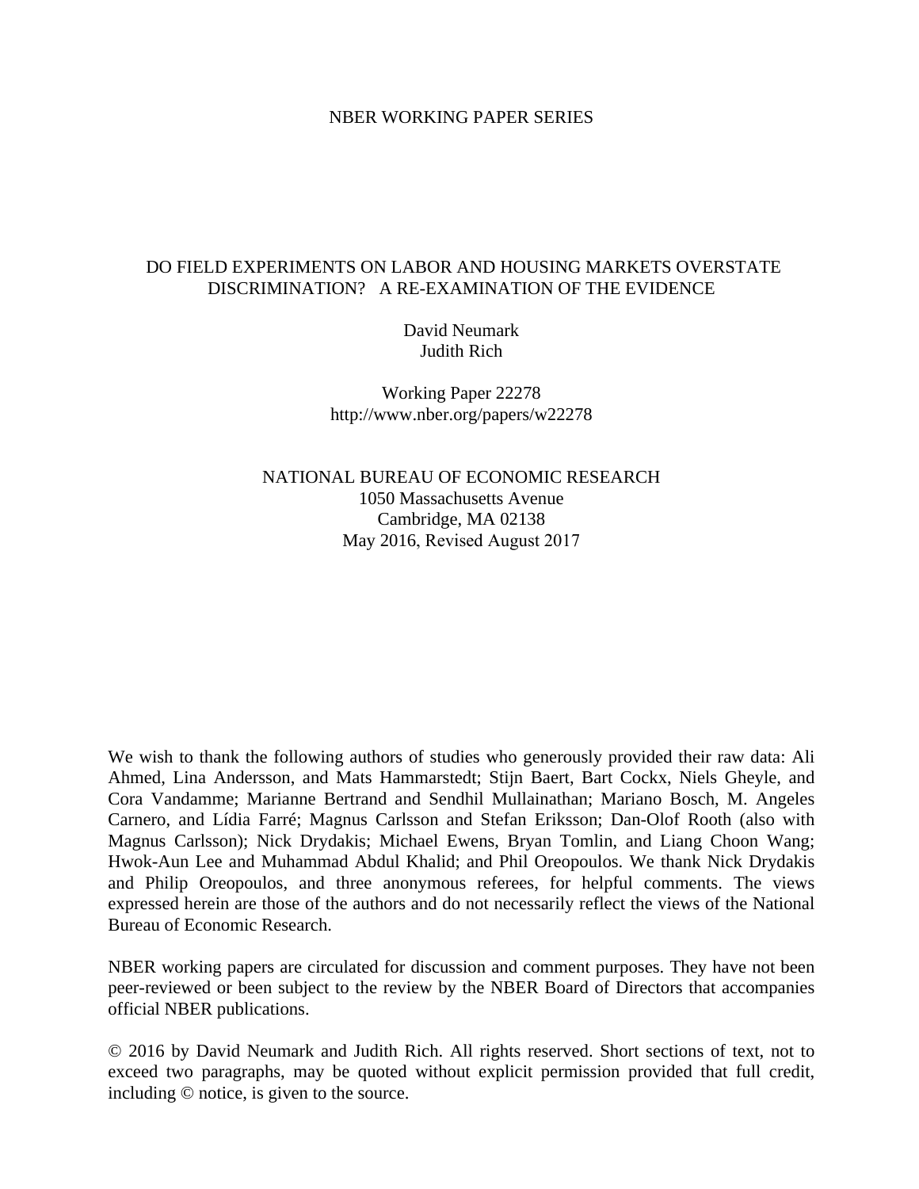NBER WORKING PAPER SERIES

# DO FIELD EXPERIMENTS ON LABOR AND HOUSING MARKETS OVERSTATE DISCRIMINATION? A RE-EXAMINATION OF THE EVIDENCE

David Neumark  
Judith Rich

Working Paper 22278  
http://www.nber.org/papers/w22278

NATIONAL BUREAU OF ECONOMIC RESEARCH  
1050 Massachusetts Avenue  
Cambridge, MA 02138  
May 2016, Revised August 2017

We wish to thank the following authors of studies who generously provided their raw data: Ali Ahmed, Lina Andersson, and Mats Hammarstedt; Stijn Baert, Bart Cockx, Niels Gheyle, and Cora Vandamme; Marianne Bertrand and Sendhil Mullainathan; Mariano Bosch, M. Angeles Carnero, and Lídia Farré; Magnus Carlsson and Stefan Eriksson; Dan-Olof Rooth (also with Magnus Carlsson); Nick Drydakis; Michael Ewens, Bryan Tomlin, and Liang Choon Wang; Hwok-Aun Lee and Muhammad Abdul Khalid; and Phil Oreopoulos. We thank Nick Drydakis and Philip Oreopoulos, and three anonymous referees, for helpful comments. The views expressed herein are those of the authors and do not necessarily reflect the views of the National Bureau of Economic Research.

NBER working papers are circulated for discussion and comment purposes. They have not been peer-reviewed or been subject to the review by the NBER Board of Directors that accompanies official NBER publications.

© 2016 by David Neumark and Judith Rich. All rights reserved. Short sections of text, not to exceed two paragraphs, may be quoted without explicit permission provided that full credit, including © notice, is given to the source.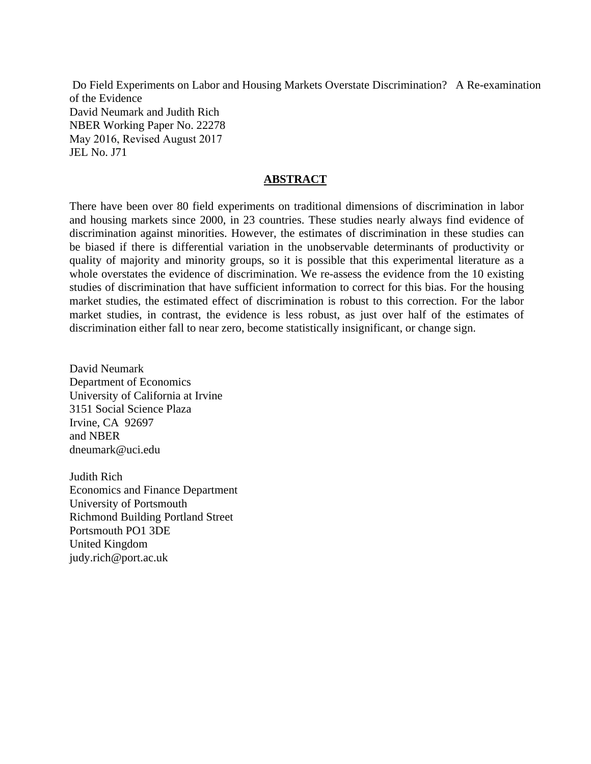Do Field Experiments on Labor and Housing Markets Overstate Discrimination? A Re-examination of the Evidence
David Neumark and Judith Rich
NBER Working Paper No. 22278
May 2016, Revised August 2017
JEL No. J71

## ABSTRACT

There have been over 80 field experiments on traditional dimensions of discrimination in labor and housing markets since 2000, in 23 countries. These studies nearly always find evidence of discrimination against minorities. However, the estimates of discrimination in these studies can be biased if there is differential variation in the unobservable determinants of productivity or quality of majority and minority groups, so it is possible that this experimental literature as a whole overstates the evidence of discrimination. We re-assess the evidence from the 10 existing studies of discrimination that have sufficient information to correct for this bias. For the housing market studies, the estimated effect of discrimination is robust to this correction. For the labor market studies, in contrast, the evidence is less robust, as just over half of the estimates of discrimination either fall to near zero, become statistically insignificant, or change sign.

David Neumark
Department of Economics
University of California at Irvine
3151 Social Science Plaza
Irvine, CA 92697
and NBER
dneumark@uci.edu

Judith Rich
Economics and Finance Department
University of Portsmouth
Richmond Building Portland Street
Portsmouth PO1 3DE
United Kingdom
judy.rich@port.ac.uk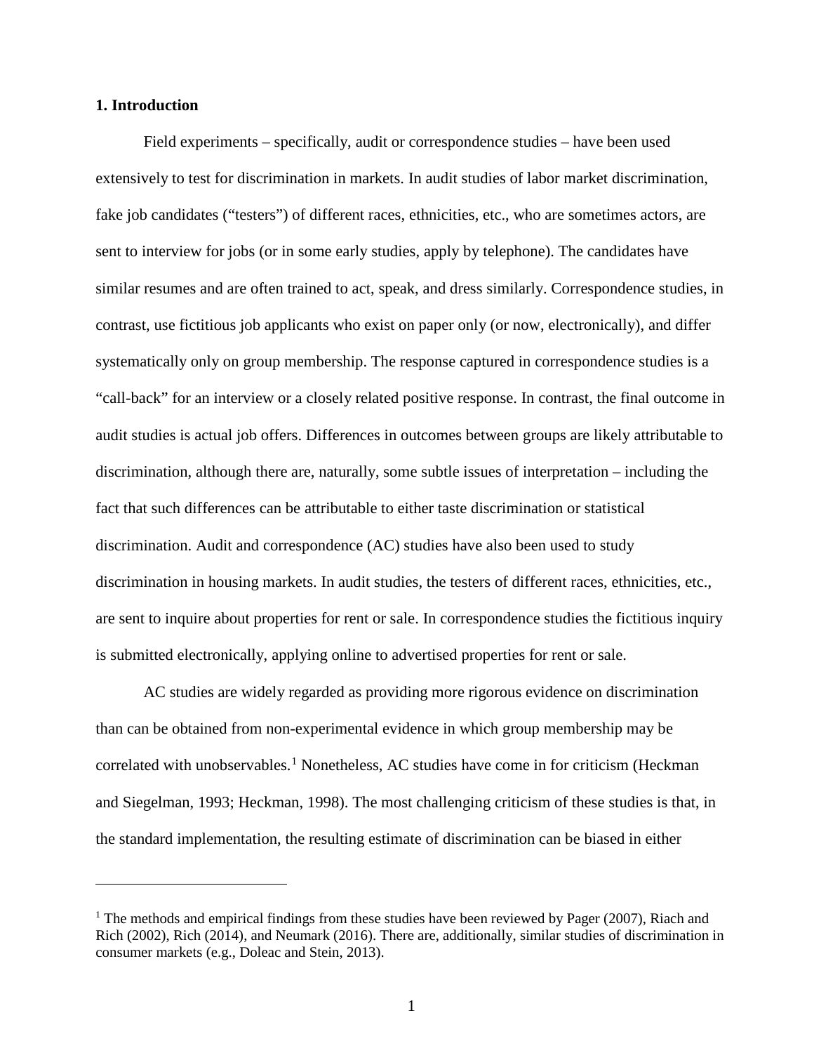## 1. Introduction

Field experiments – specifically, audit or correspondence studies – have been used extensively to test for discrimination in markets. In audit studies of labor market discrimination, fake job candidates ("testers") of different races, ethnicities, etc., who are sometimes actors, are sent to interview for jobs (or in some early studies, apply by telephone). The candidates have similar resumes and are often trained to act, speak, and dress similarly. Correspondence studies, in contrast, use fictitious job applicants who exist on paper only (or now, electronically), and differ systematically only on group membership. The response captured in correspondence studies is a "call-back" for an interview or a closely related positive response. In contrast, the final outcome in audit studies is actual job offers. Differences in outcomes between groups are likely attributable to discrimination, although there are, naturally, some subtle issues of interpretation – including the fact that such differences can be attributable to either taste discrimination or statistical discrimination. Audit and correspondence (AC) studies have also been used to study discrimination in housing markets. In audit studies, the testers of different races, ethnicities, etc., are sent to inquire about properties for rent or sale. In correspondence studies the fictitious inquiry is submitted electronically, applying online to advertised properties for rent or sale.

AC studies are widely regarded as providing more rigorous evidence on discrimination than can be obtained from non-experimental evidence in which group membership may be correlated with unobservables.[1] Nonetheless, AC studies have come in for criticism (Heckman and Siegelman, 1993; Heckman, 1998). The most challenging criticism of these studies is that, in the standard implementation, the resulting estimate of discrimination can be biased in either

---

[1] The methods and empirical findings from these studies have been reviewed by Pager (2007), Riach and Rich (2002), Rich (2014), and Neumark (2016). There are, additionally, similar studies of discrimination in consumer markets (e.g., Doleac and Stein, 2013).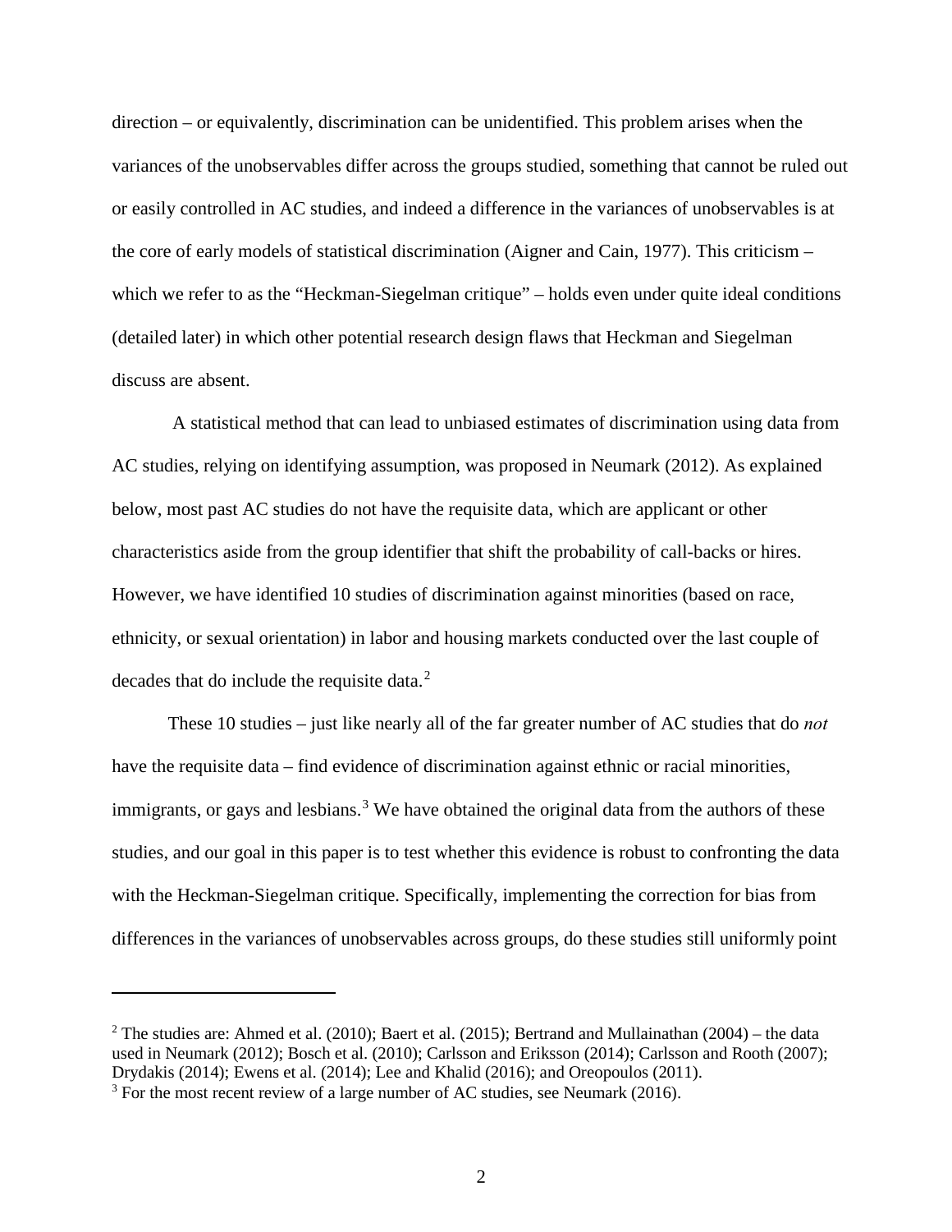direction – or equivalently, discrimination can be unidentified. This problem arises when the variances of the unobservables differ across the groups studied, something that cannot be ruled out or easily controlled in AC studies, and indeed a difference in the variances of unobservables is at the core of early models of statistical discrimination (Aigner and Cain, 1977). This criticism – which we refer to as the "Heckman-Siegelman critique" – holds even under quite ideal conditions (detailed later) in which other potential research design flaws that Heckman and Siegelman discuss are absent.

A statistical method that can lead to unbiased estimates of discrimination using data from AC studies, relying on identifying assumption, was proposed in Neumark (2012). As explained below, most past AC studies do not have the requisite data, which are applicant or other characteristics aside from the group identifier that shift the probability of call-backs or hires. However, we have identified 10 studies of discrimination against minorities (based on race, ethnicity, or sexual orientation) in labor and housing markets conducted over the last couple of decades that do include the requisite data.[2]

These 10 studies – just like nearly all of the far greater number of AC studies that do *not* have the requisite data – find evidence of discrimination against ethnic or racial minorities, immigrants, or gays and lesbians.[3] We have obtained the original data from the authors of these studies, and our goal in this paper is to test whether this evidence is robust to confronting the data with the Heckman-Siegelman critique. Specifically, implementing the correction for bias from differences in the variances of unobservables across groups, do these studies still uniformly point

---

[2] The studies are: Ahmed et al. (2010); Baert et al. (2015); Bertrand and Mullainathan (2004) – the data used in Neumark (2012); Bosch et al. (2010); Carlsson and Eriksson (2014); Carlsson and Rooth (2007); Drydakis (2014); Ewens et al. (2014); Lee and Khalid (2016); and Oreopoulos (2011).

[3] For the most recent review of a large number of AC studies, see Neumark (2016).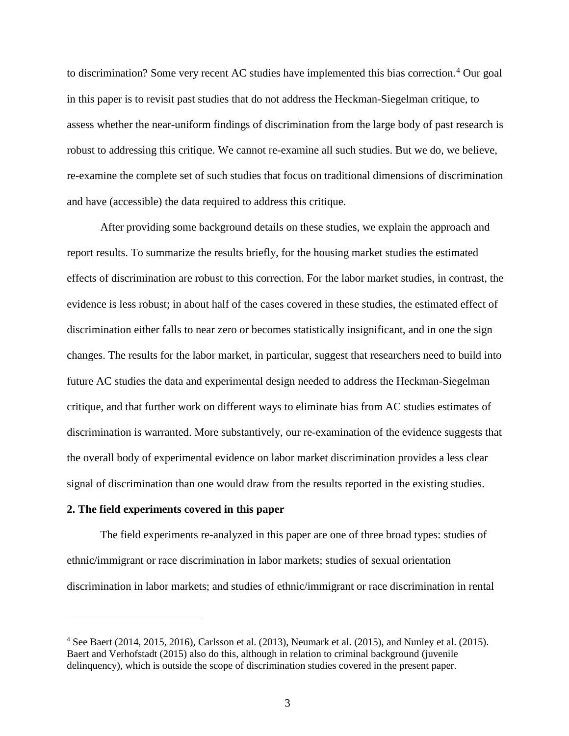to discrimination? Some very recent AC studies have implemented this bias correction.[4] Our goal in this paper is to revisit past studies that do not address the Heckman-Siegelman critique, to assess whether the near-uniform findings of discrimination from the large body of past research is robust to addressing this critique. We cannot re-examine all such studies. But we do, we believe, re-examine the complete set of such studies that focus on traditional dimensions of discrimination and have (accessible) the data required to address this critique.

After providing some background details on these studies, we explain the approach and report results. To summarize the results briefly, for the housing market studies the estimated effects of discrimination are robust to this correction. For the labor market studies, in contrast, the evidence is less robust; in about half of the cases covered in these studies, the estimated effect of discrimination either falls to near zero or becomes statistically insignificant, and in one the sign changes. The results for the labor market, in particular, suggest that researchers need to build into future AC studies the data and experimental design needed to address the Heckman-Siegelman critique, and that further work on different ways to eliminate bias from AC studies estimates of discrimination is warranted. More substantively, our re-examination of the evidence suggests that the overall body of experimental evidence on labor market discrimination provides a less clear signal of discrimination than one would draw from the results reported in the existing studies.

## 2. The field experiments covered in this paper

The field experiments re-analyzed in this paper are one of three broad types: studies of ethnic/immigrant or race discrimination in labor markets; studies of sexual orientation discrimination in labor markets; and studies of ethnic/immigrant or race discrimination in rental

---

[4] See Baert (2014, 2015, 2016), Carlsson et al. (2013), Neumark et al. (2015), and Nunley et al. (2015). Baert and Verhofstadt (2015) also do this, although in relation to criminal background (juvenile delinquency), which is outside the scope of discrimination studies covered in the present paper.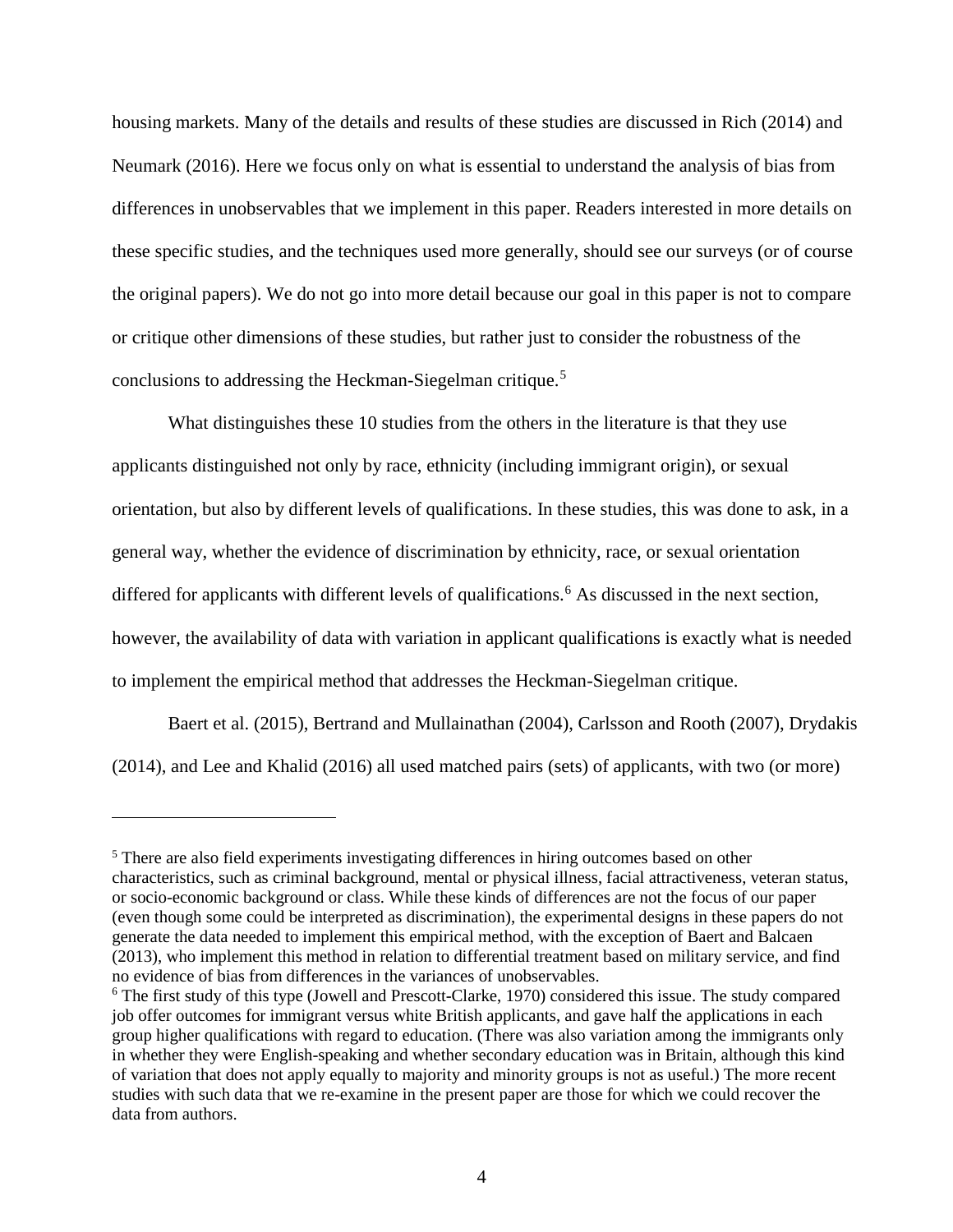housing markets. Many of the details and results of these studies are discussed in Rich (2014) and Neumark (2016). Here we focus only on what is essential to understand the analysis of bias from differences in unobservables that we implement in this paper. Readers interested in more details on these specific studies, and the techniques used more generally, should see our surveys (or of course the original papers). We do not go into more detail because our goal in this paper is not to compare or critique other dimensions of these studies, but rather just to consider the robustness of the conclusions to addressing the Heckman-Siegelman critique.[5]

What distinguishes these 10 studies from the others in the literature is that they use applicants distinguished not only by race, ethnicity (including immigrant origin), or sexual orientation, but also by different levels of qualifications. In these studies, this was done to ask, in a general way, whether the evidence of discrimination by ethnicity, race, or sexual orientation differed for applicants with different levels of qualifications.[6] As discussed in the next section, however, the availability of data with variation in applicant qualifications is exactly what is needed to implement the empirical method that addresses the Heckman-Siegelman critique.

Baert et al. (2015), Bertrand and Mullainathan (2004), Carlsson and Rooth (2007), Drydakis (2014), and Lee and Khalid (2016) all used matched pairs (sets) of applicants, with two (or more)

---

[5] There are also field experiments investigating differences in hiring outcomes based on other characteristics, such as criminal background, mental or physical illness, facial attractiveness, veteran status, or socio-economic background or class. While these kinds of differences are not the focus of our paper (even though some could be interpreted as discrimination), the experimental designs in these papers do not generate the data needed to implement this empirical method, with the exception of Baert and Balcaen (2013), who implement this method in relation to differential treatment based on military service, and find no evidence of bias from differences in the variances of unobservables.

[6] The first study of this type (Jowell and Prescott-Clarke, 1970) considered this issue. The study compared job offer outcomes for immigrant versus white British applicants, and gave half the applications in each group higher qualifications with regard to education. (There was also variation among the immigrants only in whether they were English-speaking and whether secondary education was in Britain, although this kind of variation that does not apply equally to majority and minority groups is not as useful.) The more recent studies with such data that we re-examine in the present paper are those for which we could recover the data from authors.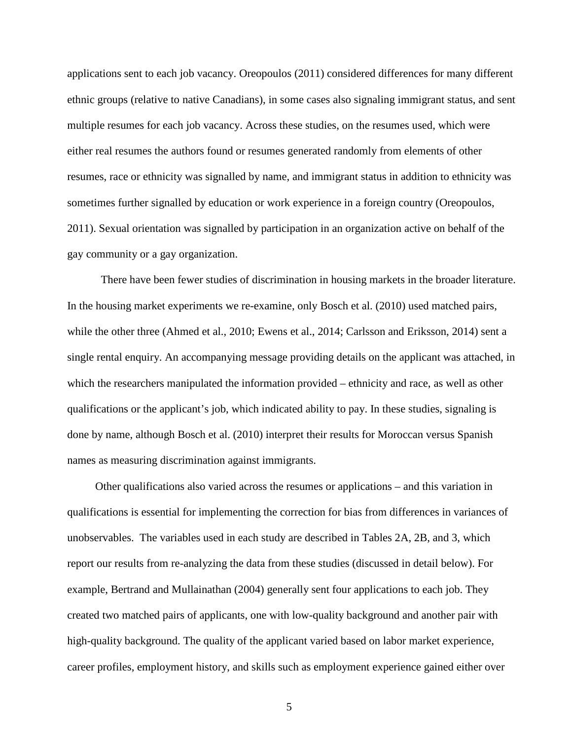applications sent to each job vacancy. Oreopoulos (2011) considered differences for many different ethnic groups (relative to native Canadians), in some cases also signaling immigrant status, and sent multiple resumes for each job vacancy. Across these studies, on the resumes used, which were either real resumes the authors found or resumes generated randomly from elements of other resumes, race or ethnicity was signalled by name, and immigrant status in addition to ethnicity was sometimes further signalled by education or work experience in a foreign country (Oreopoulos, 2011). Sexual orientation was signalled by participation in an organization active on behalf of the gay community or a gay organization.

There have been fewer studies of discrimination in housing markets in the broader literature. In the housing market experiments we re-examine, only Bosch et al. (2010) used matched pairs, while the other three (Ahmed et al., 2010; Ewens et al., 2014; Carlsson and Eriksson, 2014) sent a single rental enquiry. An accompanying message providing details on the applicant was attached, in which the researchers manipulated the information provided – ethnicity and race, as well as other qualifications or the applicant's job, which indicated ability to pay. In these studies, signaling is done by name, although Bosch et al. (2010) interpret their results for Moroccan versus Spanish names as measuring discrimination against immigrants.

Other qualifications also varied across the resumes or applications – and this variation in qualifications is essential for implementing the correction for bias from differences in variances of unobservables. The variables used in each study are described in Tables 2A, 2B, and 3, which report our results from re-analyzing the data from these studies (discussed in detail below). For example, Bertrand and Mullainathan (2004) generally sent four applications to each job. They created two matched pairs of applicants, one with low-quality background and another pair with high-quality background. The quality of the applicant varied based on labor market experience, career profiles, employment history, and skills such as employment experience gained either over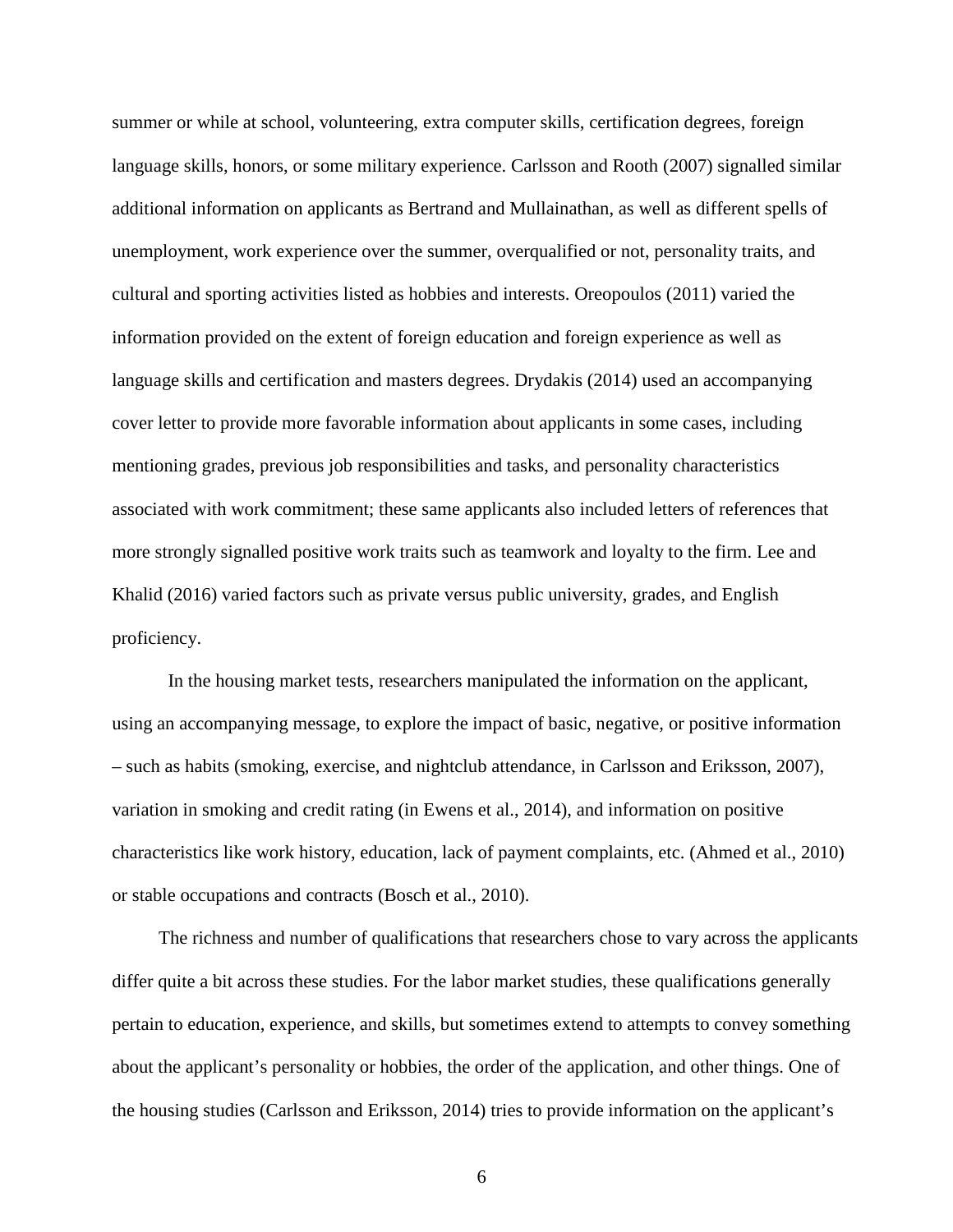summer or while at school, volunteering, extra computer skills, certification degrees, foreign language skills, honors, or some military experience. Carlsson and Rooth (2007) signalled similar additional information on applicants as Bertrand and Mullainathan, as well as different spells of unemployment, work experience over the summer, overqualified or not, personality traits, and cultural and sporting activities listed as hobbies and interests. Oreopoulos (2011) varied the information provided on the extent of foreign education and foreign experience as well as language skills and certification and masters degrees. Drydakis (2014) used an accompanying cover letter to provide more favorable information about applicants in some cases, including mentioning grades, previous job responsibilities and tasks, and personality characteristics associated with work commitment; these same applicants also included letters of references that more strongly signalled positive work traits such as teamwork and loyalty to the firm. Lee and Khalid (2016) varied factors such as private versus public university, grades, and English proficiency.

In the housing market tests, researchers manipulated the information on the applicant, using an accompanying message, to explore the impact of basic, negative, or positive information – such as habits (smoking, exercise, and nightclub attendance, in Carlsson and Eriksson, 2007), variation in smoking and credit rating (in Ewens et al., 2014), and information on positive characteristics like work history, education, lack of payment complaints, etc. (Ahmed et al., 2010) or stable occupations and contracts (Bosch et al., 2010).

The richness and number of qualifications that researchers chose to vary across the applicants differ quite a bit across these studies. For the labor market studies, these qualifications generally pertain to education, experience, and skills, but sometimes extend to attempts to convey something about the applicant's personality or hobbies, the order of the application, and other things. One of the housing studies (Carlsson and Eriksson, 2014) tries to provide information on the applicant's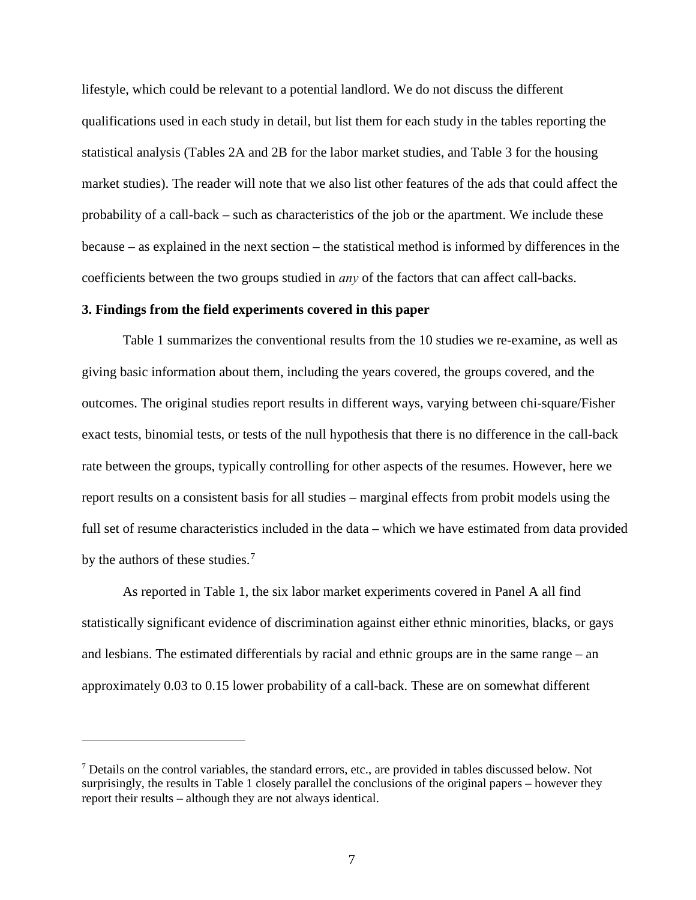lifestyle, which could be relevant to a potential landlord. We do not discuss the different qualifications used in each study in detail, but list them for each study in the tables reporting the statistical analysis (Tables 2A and 2B for the labor market studies, and Table 3 for the housing market studies). The reader will note that we also list other features of the ads that could affect the probability of a call-back – such as characteristics of the job or the apartment. We include these because – as explained in the next section – the statistical method is informed by differences in the coefficients between the two groups studied in *any* of the factors that can affect call-backs.

### 3. Findings from the field experiments covered in this paper

Table 1 summarizes the conventional results from the 10 studies we re-examine, as well as giving basic information about them, including the years covered, the groups covered, and the outcomes. The original studies report results in different ways, varying between chi-square/Fisher exact tests, binomial tests, or tests of the null hypothesis that there is no difference in the call-back rate between the groups, typically controlling for other aspects of the resumes. However, here we report results on a consistent basis for all studies – marginal effects from probit models using the full set of resume characteristics included in the data – which we have estimated from data provided by the authors of these studies.[7]

As reported in Table 1, the six labor market experiments covered in Panel A all find statistically significant evidence of discrimination against either ethnic minorities, blacks, or gays and lesbians. The estimated differentials by racial and ethnic groups are in the same range – an approximately 0.03 to 0.15 lower probability of a call-back. These are on somewhat different

---

[7] Details on the control variables, the standard errors, etc., are provided in tables discussed below. Not surprisingly, the results in Table 1 closely parallel the conclusions of the original papers – however they report their results – although they are not always identical.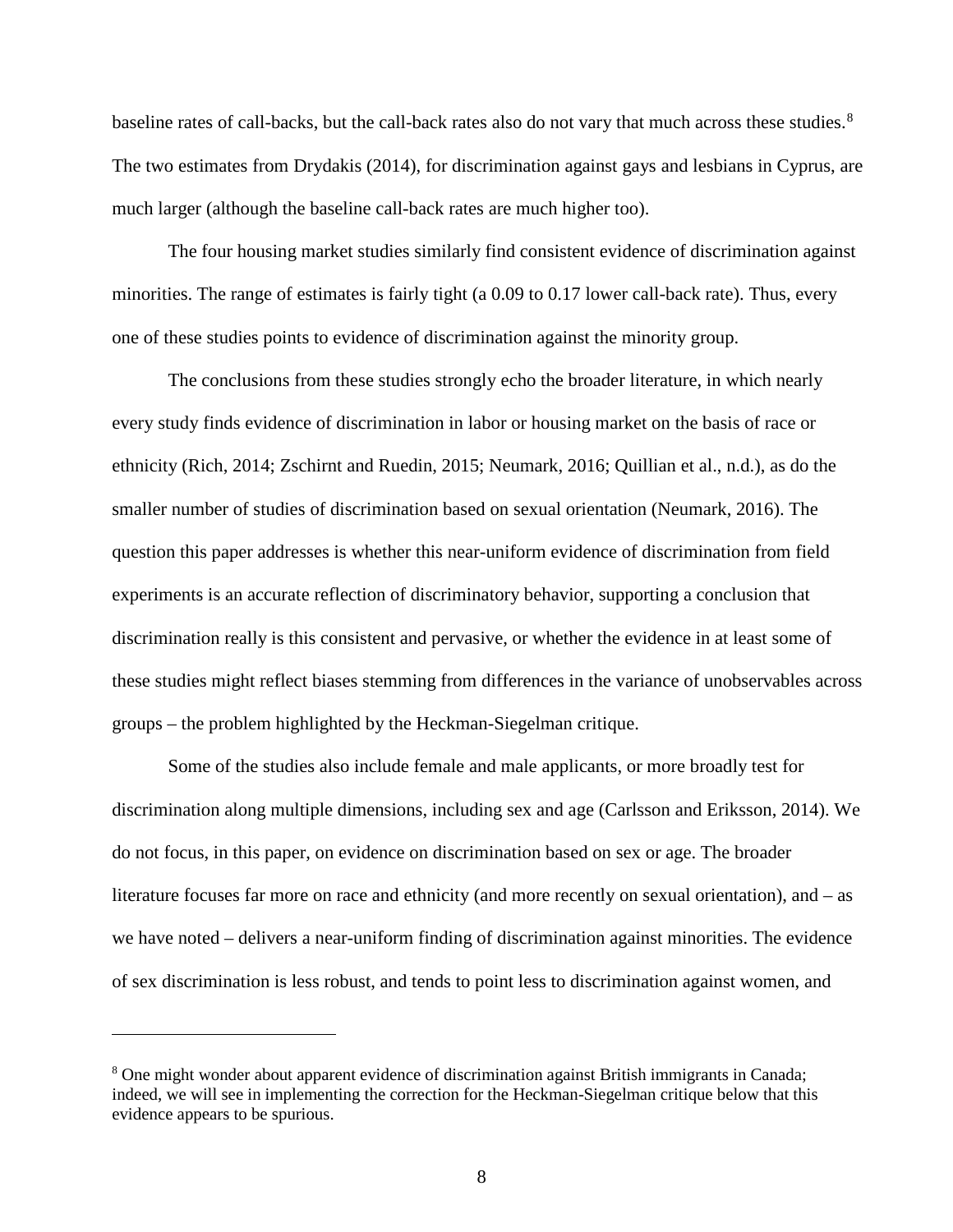baseline rates of call-backs, but the call-back rates also do not vary that much across these studies.[8] The two estimates from Drydakis (2014), for discrimination against gays and lesbians in Cyprus, are much larger (although the baseline call-back rates are much higher too).

The four housing market studies similarly find consistent evidence of discrimination against minorities. The range of estimates is fairly tight (a 0.09 to 0.17 lower call-back rate). Thus, every one of these studies points to evidence of discrimination against the minority group.

The conclusions from these studies strongly echo the broader literature, in which nearly every study finds evidence of discrimination in labor or housing market on the basis of race or ethnicity (Rich, 2014; Zschirnt and Ruedin, 2015; Neumark, 2016; Quillian et al., n.d.), as do the smaller number of studies of discrimination based on sexual orientation (Neumark, 2016). The question this paper addresses is whether this near-uniform evidence of discrimination from field experiments is an accurate reflection of discriminatory behavior, supporting a conclusion that discrimination really is this consistent and pervasive, or whether the evidence in at least some of these studies might reflect biases stemming from differences in the variance of unobservables across groups – the problem highlighted by the Heckman-Siegelman critique.

Some of the studies also include female and male applicants, or more broadly test for discrimination along multiple dimensions, including sex and age (Carlsson and Eriksson, 2014). We do not focus, in this paper, on evidence on discrimination based on sex or age. The broader literature focuses far more on race and ethnicity (and more recently on sexual orientation), and – as we have noted – delivers a near-uniform finding of discrimination against minorities. The evidence of sex discrimination is less robust, and tends to point less to discrimination against women, and

---

[8] One might wonder about apparent evidence of discrimination against British immigrants in Canada; indeed, we will see in implementing the correction for the Heckman-Siegelman critique below that this evidence appears to be spurious.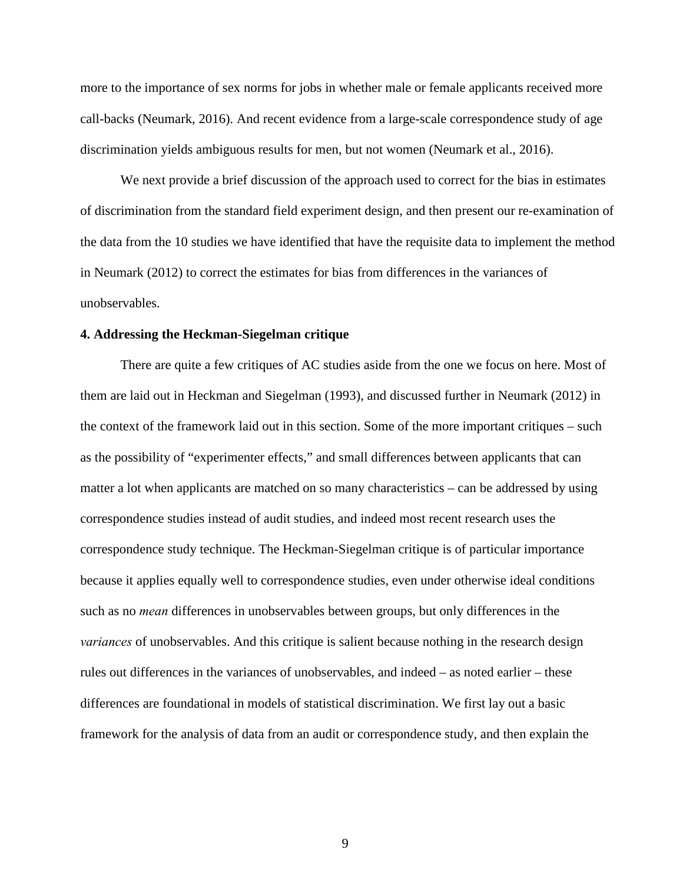more to the importance of sex norms for jobs in whether male or female applicants received more call-backs (Neumark, 2016). And recent evidence from a large-scale correspondence study of age discrimination yields ambiguous results for men, but not women (Neumark et al., 2016).

We next provide a brief discussion of the approach used to correct for the bias in estimates of discrimination from the standard field experiment design, and then present our re-examination of the data from the 10 studies we have identified that have the requisite data to implement the method in Neumark (2012) to correct the estimates for bias from differences in the variances of unobservables.

## 4. Addressing the Heckman-Siegelman critique

There are quite a few critiques of AC studies aside from the one we focus on here. Most of them are laid out in Heckman and Siegelman (1993), and discussed further in Neumark (2012) in the context of the framework laid out in this section. Some of the more important critiques – such as the possibility of "experimenter effects," and small differences between applicants that can matter a lot when applicants are matched on so many characteristics – can be addressed by using correspondence studies instead of audit studies, and indeed most recent research uses the correspondence study technique. The Heckman-Siegelman critique is of particular importance because it applies equally well to correspondence studies, even under otherwise ideal conditions such as no *mean* differences in unobservables between groups, but only differences in the *variances* of unobservables. And this critique is salient because nothing in the research design rules out differences in the variances of unobservables, and indeed – as noted earlier – these differences are foundational in models of statistical discrimination. We first lay out a basic framework for the analysis of data from an audit or correspondence study, and then explain the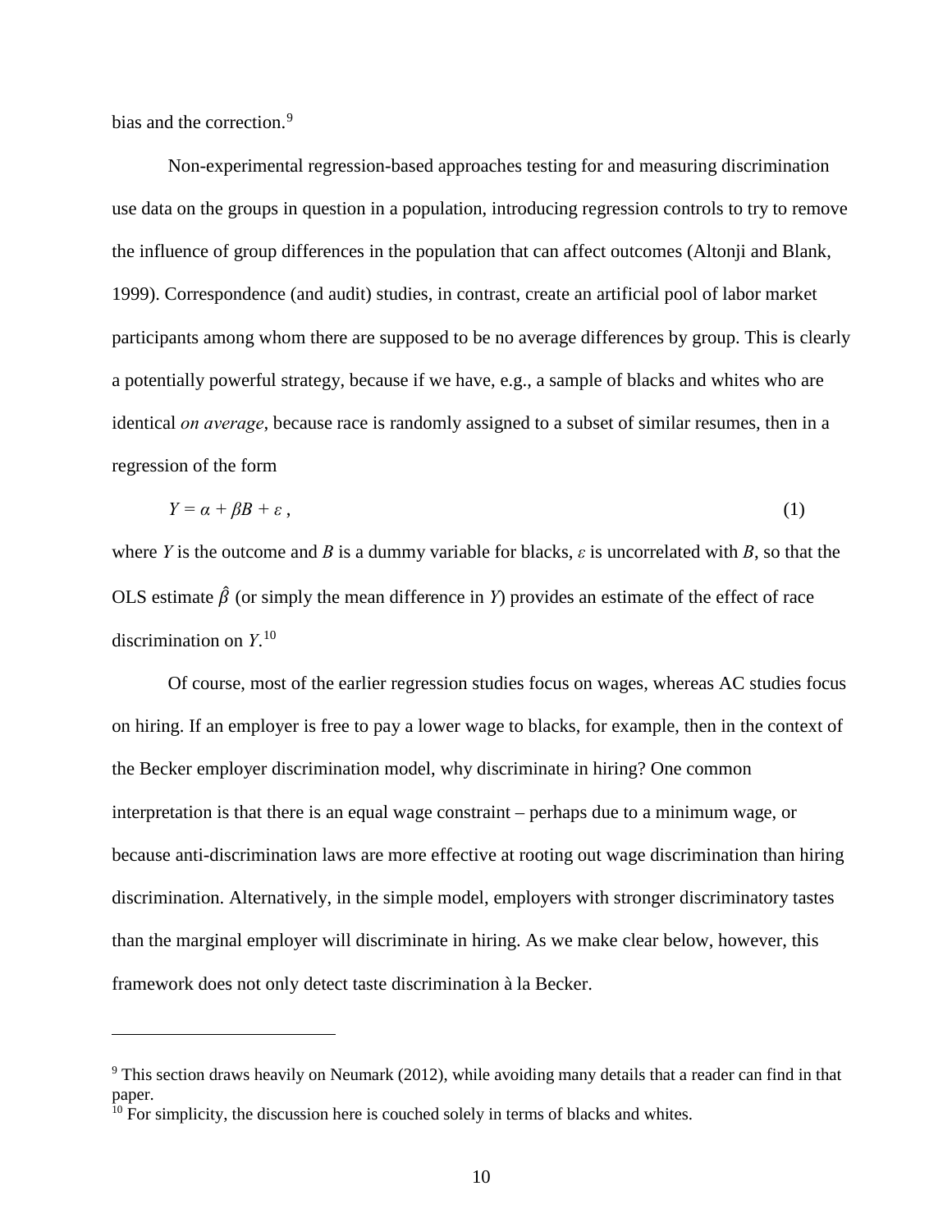bias and the correction.[9]

Non-experimental regression-based approaches testing for and measuring discrimination use data on the groups in question in a population, introducing regression controls to try to remove the influence of group differences in the population that can affect outcomes (Altonji and Blank, 1999). Correspondence (and audit) studies, in contrast, create an artificial pool of labor market participants among whom there are supposed to be no average differences by group. This is clearly a potentially powerful strategy, because if we have, e.g., a sample of blacks and whites who are identical *on average*, because race is randomly assigned to a subset of similar resumes, then in a regression of the form

$$Y = \alpha + \beta B + \varepsilon \,, \tag{1}$$

where $Y$ is the outcome and $B$ is a dummy variable for blacks, $\varepsilon$ is uncorrelated with $B$, so that the OLS estimate $\hat{\beta}$ (or simply the mean difference in $Y$) provides an estimate of the effect of race discrimination on $Y$.[10]

Of course, most of the earlier regression studies focus on wages, whereas AC studies focus on hiring. If an employer is free to pay a lower wage to blacks, for example, then in the context of the Becker employer discrimination model, why discriminate in hiring? One common interpretation is that there is an equal wage constraint – perhaps due to a minimum wage, or because anti-discrimination laws are more effective at rooting out wage discrimination than hiring discrimination. Alternatively, in the simple model, employers with stronger discriminatory tastes than the marginal employer will discriminate in hiring. As we make clear below, however, this framework does not only detect taste discrimination à la Becker.

[9] This section draws heavily on Neumark (2012), while avoiding many details that a reader can find in that paper.

[10] For simplicity, the discussion here is couched solely in terms of blacks and whites.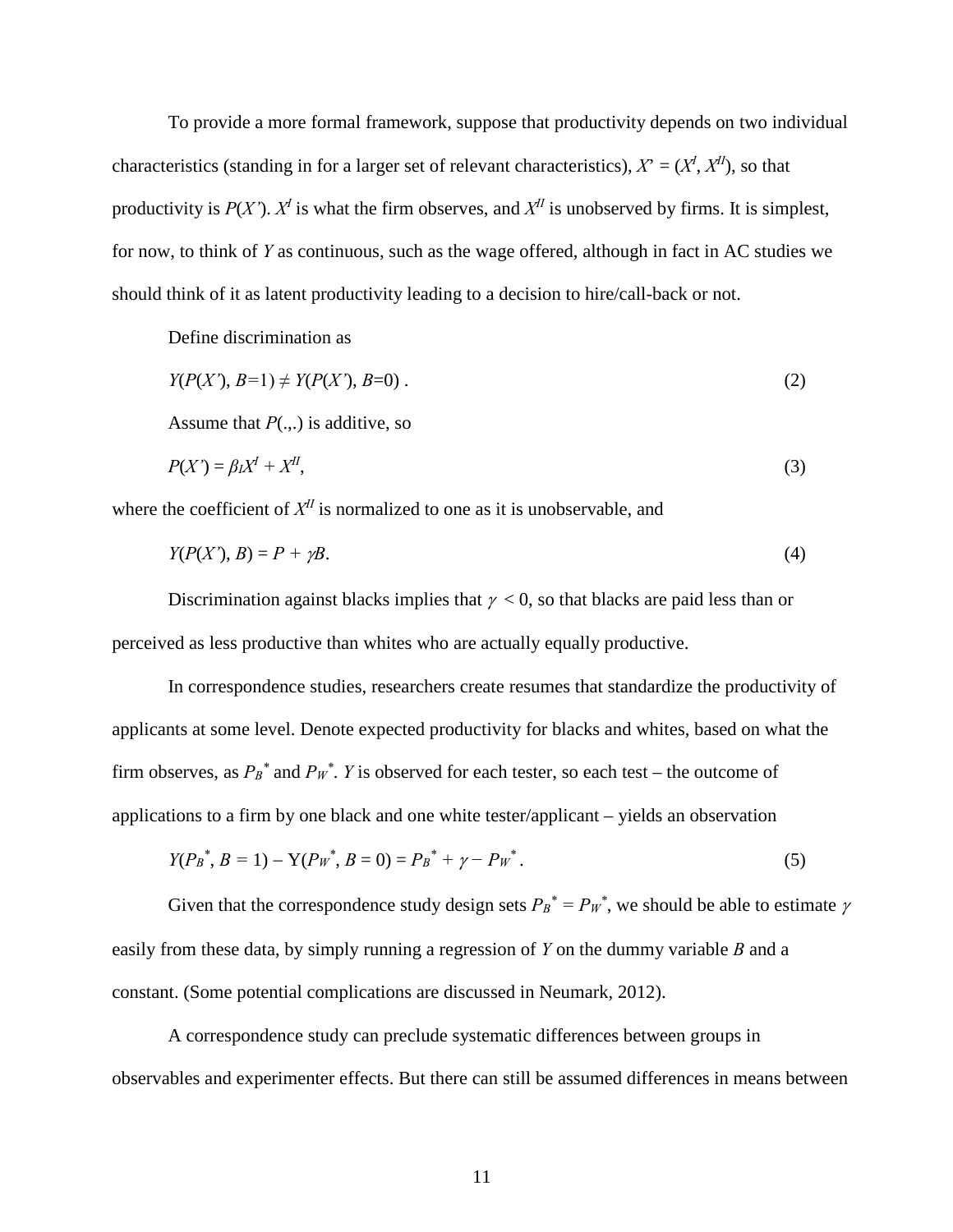To provide a more formal framework, suppose that productivity depends on two individual characteristics (standing in for a larger set of relevant characteristics), $X' = (X^I, X^{II})$, so that productivity is $P(X')$. $X^I$ is what the firm observes, and $X^{II}$ is unobserved by firms. It is simplest, for now, to think of $Y$ as continuous, such as the wage offered, although in fact in AC studies we should think of it as latent productivity leading to a decision to hire/call-back or not.

Define discrimination as

$$Y(P(X'), B=1) \neq Y(P(X'), B=0) \,. \tag{2}$$

Assume that $P(.,.)$ is additive, so

$$P(X') = \beta_I X^I + X^{II}, \tag{3}$$

where the coefficient of $X^{II}$ is normalized to one as it is unobservable, and

$$Y(P(X'), B) = P + \gamma B. \tag{4}$$

Discrimination against blacks implies that $\gamma < 0$, so that blacks are paid less than or perceived as less productive than whites who are actually equally productive.

In correspondence studies, researchers create resumes that standardize the productivity of applicants at some level. Denote expected productivity for blacks and whites, based on what the firm observes, as $P_B^*$ and $P_W^*$. $Y$ is observed for each tester, so each test – the outcome of applications to a firm by one black and one white tester/applicant – yields an observation

$$Y(P_B^*, B = 1) - Y(P_W^*, B = 0) = P_B^* + \gamma - P_W^* \,. \tag{5}$$

Given that the correspondence study design sets $P_B^* = P_W^*$, we should be able to estimate $\gamma$ easily from these data, by simply running a regression of $Y$ on the dummy variable $B$ and a constant. (Some potential complications are discussed in Neumark, 2012).

A correspondence study can preclude systematic differences between groups in observables and experimenter effects. But there can still be assumed differences in means between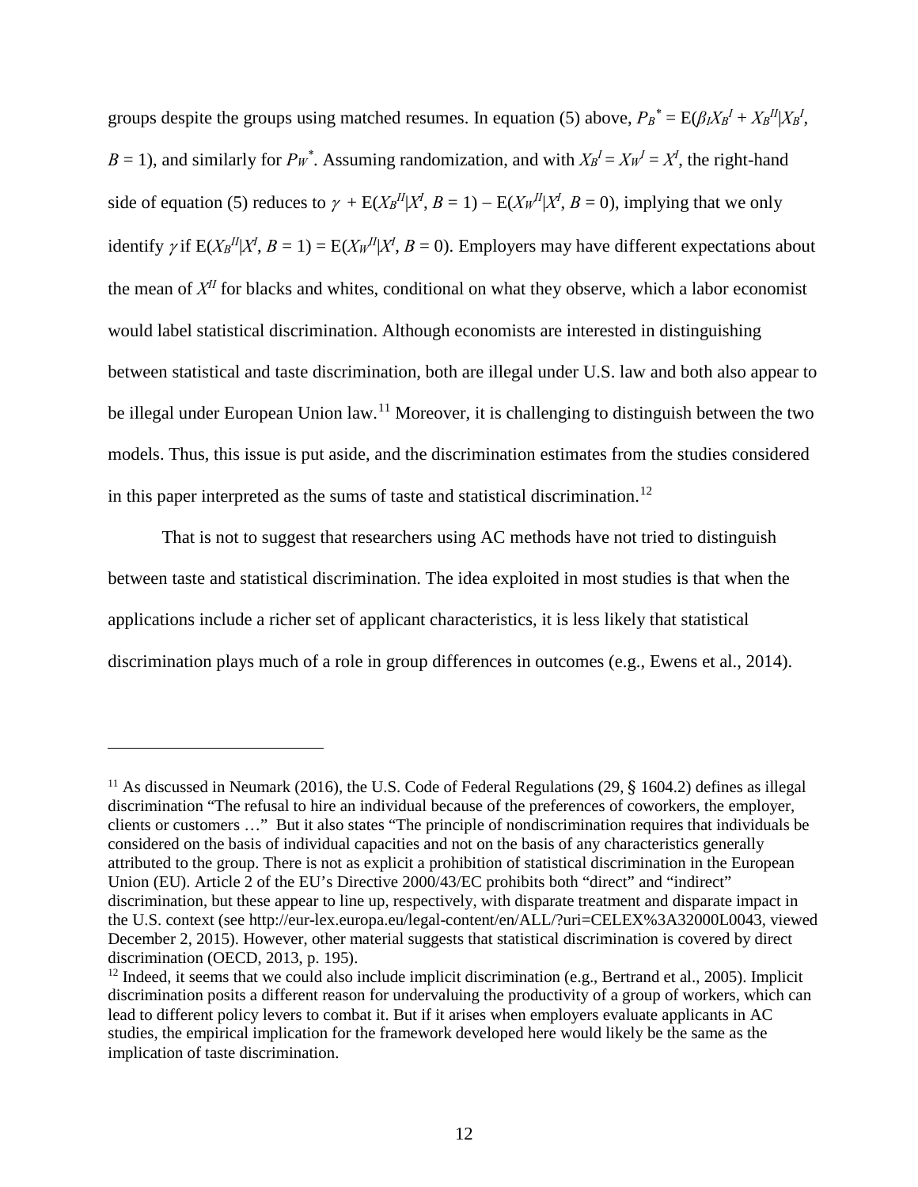groups despite the groups using matched resumes. In equation (5) above, $P_B^* = \text{E}(\beta_I X_B^I + X_B^{II}|X_B^I, B = 1)$, and similarly for $P_W^*$. Assuming randomization, and with $X_B^I = X_W^I = X^I$, the right-hand side of equation (5) reduces to $\gamma + \text{E}(X_B^{II}|X^I, B = 1) - \text{E}(X_W^{II}|X^I, B = 0)$, implying that we only identify $\gamma$ if $\text{E}(X_B^{II}|X^I, B = 1) = \text{E}(X_W^{II}|X^I, B = 0)$. Employers may have different expectations about the mean of $X^{II}$ for blacks and whites, conditional on what they observe, which a labor economist would label statistical discrimination. Although economists are interested in distinguishing between statistical and taste discrimination, both are illegal under U.S. law and both also appear to be illegal under European Union law.[11] Moreover, it is challenging to distinguish between the two models. Thus, this issue is put aside, and the discrimination estimates from the studies considered in this paper interpreted as the sums of taste and statistical discrimination.[12]

That is not to suggest that researchers using AC methods have not tried to distinguish between taste and statistical discrimination. The idea exploited in most studies is that when the applications include a richer set of applicant characteristics, it is less likely that statistical discrimination plays much of a role in group differences in outcomes (e.g., Ewens et al., 2014).

---

[11] As discussed in Neumark (2016), the U.S. Code of Federal Regulations (29, § 1604.2) defines as illegal discrimination "The refusal to hire an individual because of the preferences of coworkers, the employer, clients or customers …" But it also states "The principle of nondiscrimination requires that individuals be considered on the basis of individual capacities and not on the basis of any characteristics generally attributed to the group. There is not as explicit a prohibition of statistical discrimination in the European Union (EU). Article 2 of the EU's Directive 2000/43/EC prohibits both "direct" and "indirect" discrimination, but these appear to line up, respectively, with disparate treatment and disparate impact in the U.S. context (see http://eur-lex.europa.eu/legal-content/en/ALL/?uri=CELEX%3A32000L0043, viewed December 2, 2015). However, other material suggests that statistical discrimination is covered by direct discrimination (OECD, 2013, p. 195).

[12] Indeed, it seems that we could also include implicit discrimination (e.g., Bertrand et al., 2005). Implicit discrimination posits a different reason for undervaluing the productivity of a group of workers, which can lead to different policy levers to combat it. But if it arises when employers evaluate applicants in AC studies, the empirical implication for the framework developed here would likely be the same as the implication of taste discrimination.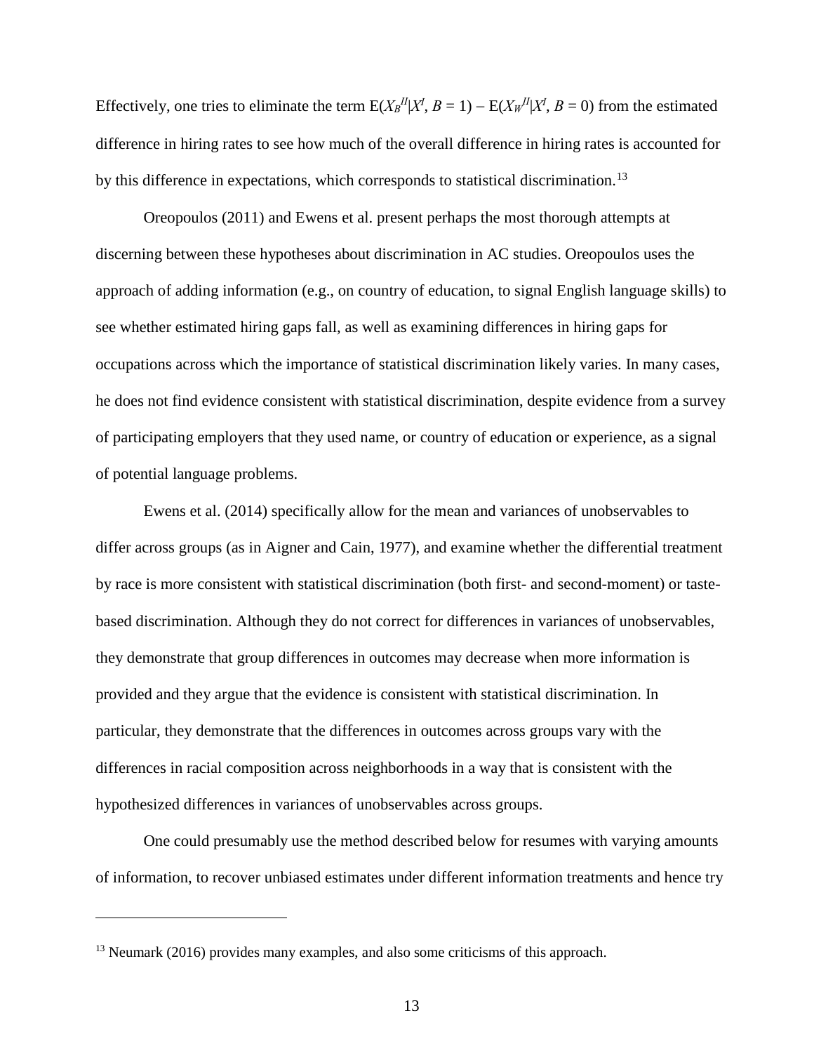Effectively, one tries to eliminate the term $E(X_B^{II}|X^I, B = 1) - E(X_W^{II}|X^I, B = 0)$ from the estimated difference in hiring rates to see how much of the overall difference in hiring rates is accounted for by this difference in expectations, which corresponds to statistical discrimination.[13]

Oreopoulos (2011) and Ewens et al. present perhaps the most thorough attempts at discerning between these hypotheses about discrimination in AC studies. Oreopoulos uses the approach of adding information (e.g., on country of education, to signal English language skills) to see whether estimated hiring gaps fall, as well as examining differences in hiring gaps for occupations across which the importance of statistical discrimination likely varies. In many cases, he does not find evidence consistent with statistical discrimination, despite evidence from a survey of participating employers that they used name, or country of education or experience, as a signal of potential language problems.

Ewens et al. (2014) specifically allow for the mean and variances of unobservables to differ across groups (as in Aigner and Cain, 1977), and examine whether the differential treatment by race is more consistent with statistical discrimination (both first- and second-moment) or taste-based discrimination. Although they do not correct for differences in variances of unobservables, they demonstrate that group differences in outcomes may decrease when more information is provided and they argue that the evidence is consistent with statistical discrimination. In particular, they demonstrate that the differences in outcomes across groups vary with the differences in racial composition across neighborhoods in a way that is consistent with the hypothesized differences in variances of unobservables across groups.

One could presumably use the method described below for resumes with varying amounts of information, to recover unbiased estimates under different information treatments and hence try

[13] Neumark (2016) provides many examples, and also some criticisms of this approach.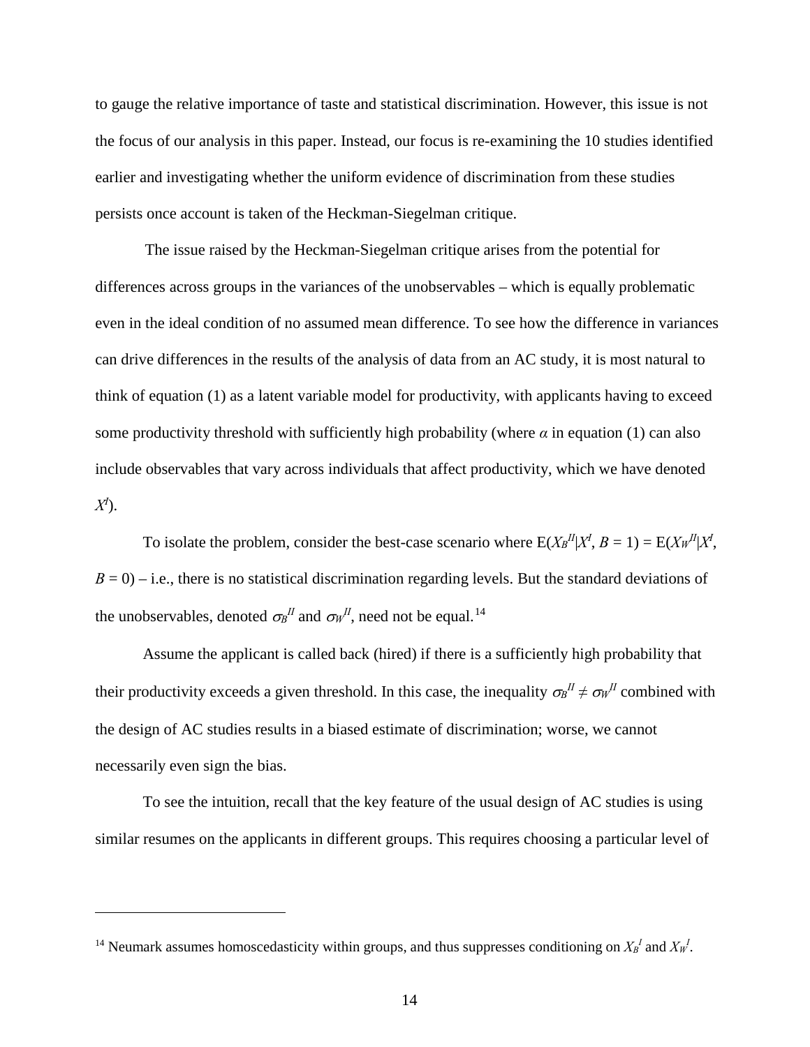to gauge the relative importance of taste and statistical discrimination. However, this issue is not the focus of our analysis in this paper. Instead, our focus is re-examining the 10 studies identified earlier and investigating whether the uniform evidence of discrimination from these studies persists once account is taken of the Heckman-Siegelman critique.

The issue raised by the Heckman-Siegelman critique arises from the potential for differences across groups in the variances of the unobservables – which is equally problematic even in the ideal condition of no assumed mean difference. To see how the difference in variances can drive differences in the results of the analysis of data from an AC study, it is most natural to think of equation (1) as a latent variable model for productivity, with applicants having to exceed some productivity threshold with sufficiently high probability (where $\alpha$ in equation (1) can also include observables that vary across individuals that affect productivity, which we have denoted $X^I$).

To isolate the problem, consider the best-case scenario where $\mathrm{E}(X_B^{II}|X^I, B = 1) = \mathrm{E}(X_W^{II}|X^I, B = 0)$ – i.e., there is no statistical discrimination regarding levels. But the standard deviations of the unobservables, denoted $\sigma_B^{II}$ and $\sigma_W^{II}$, need not be equal.[14]

Assume the applicant is called back (hired) if there is a sufficiently high probability that their productivity exceeds a given threshold. In this case, the inequality $\sigma_B^{II} \neq \sigma_W^{II}$ combined with the design of AC studies results in a biased estimate of discrimination; worse, we cannot necessarily even sign the bias.

To see the intuition, recall that the key feature of the usual design of AC studies is using similar resumes on the applicants in different groups. This requires choosing a particular level of

---

[14] Neumark assumes homoscedasticity within groups, and thus suppresses conditioning on $X_B^I$ and $X_W^I$.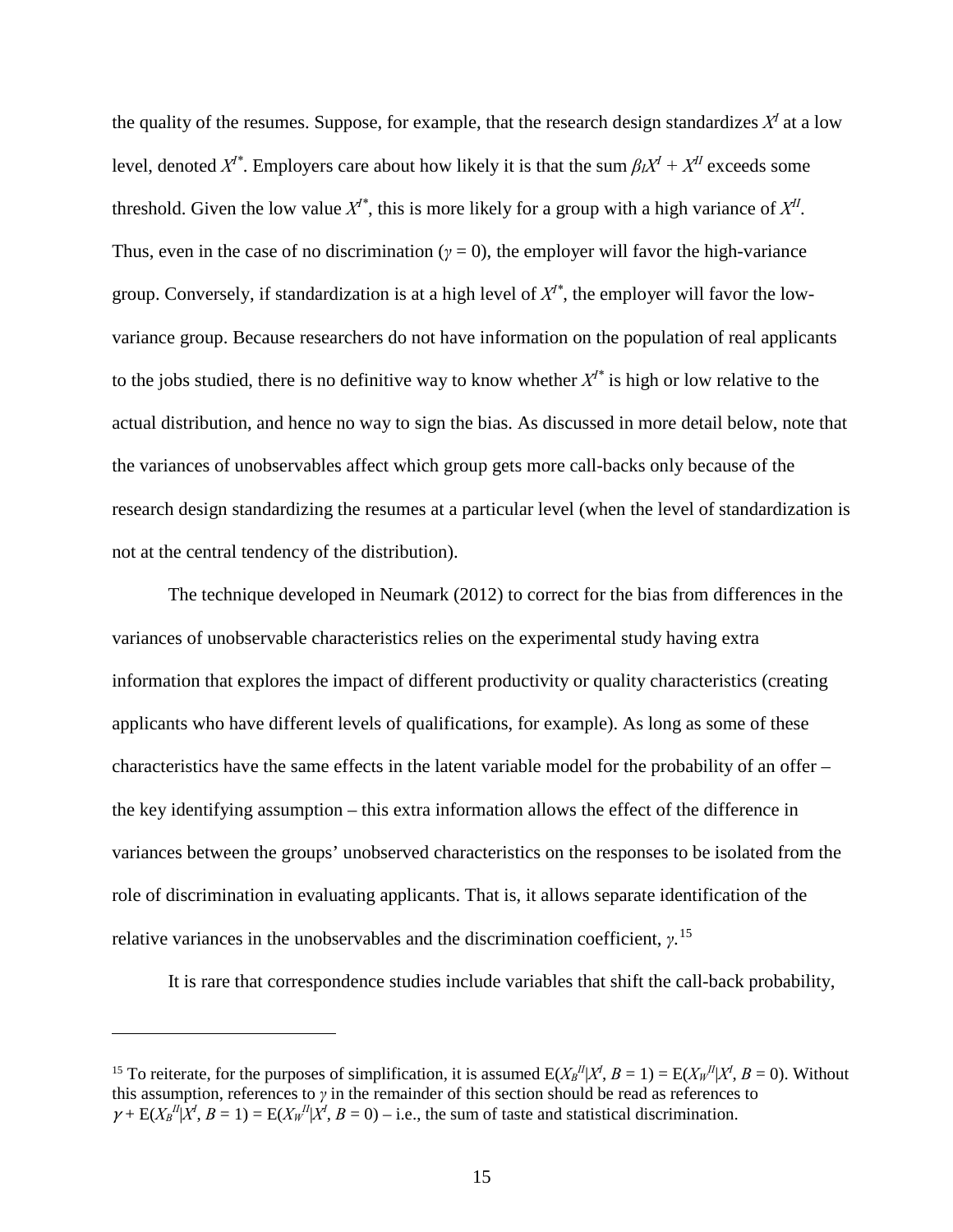the quality of the resumes. Suppose, for example, that the research design standardizes $X^I$ at a low level, denoted $X^{I*}$. Employers care about how likely it is that the sum $\beta_I X^I + X^{II}$ exceeds some threshold. Given the low value $X^{I*}$, this is more likely for a group with a high variance of $X^{II}$. Thus, even in the case of no discrimination ($\gamma = 0$), the employer will favor the high-variance group. Conversely, if standardization is at a high level of $X^{I*}$, the employer will favor the low-variance group. Because researchers do not have information on the population of real applicants to the jobs studied, there is no definitive way to know whether $X^{I*}$ is high or low relative to the actual distribution, and hence no way to sign the bias. As discussed in more detail below, note that the variances of unobservables affect which group gets more call-backs only because of the research design standardizing the resumes at a particular level (when the level of standardization is not at the central tendency of the distribution).

The technique developed in Neumark (2012) to correct for the bias from differences in the variances of unobservable characteristics relies on the experimental study having extra information that explores the impact of different productivity or quality characteristics (creating applicants who have different levels of qualifications, for example). As long as some of these characteristics have the same effects in the latent variable model for the probability of an offer – the key identifying assumption – this extra information allows the effect of the difference in variances between the groups' unobserved characteristics on the responses to be isolated from the role of discrimination in evaluating applicants. That is, it allows separate identification of the relative variances in the unobservables and the discrimination coefficient, $\gamma$.[15]

It is rare that correspondence studies include variables that shift the call-back probability,

[15] To reiterate, for the purposes of simplification, it is assumed $E(X_B^{II}|X^I, B = 1) = E(X_W^{II}|X^I, B = 0)$. Without this assumption, references to $\gamma$ in the remainder of this section should be read as references to $\gamma + E(X_B^{II}|X^I, B = 1) = E(X_W^{II}|X^I, B = 0)$ – i.e., the sum of taste and statistical discrimination.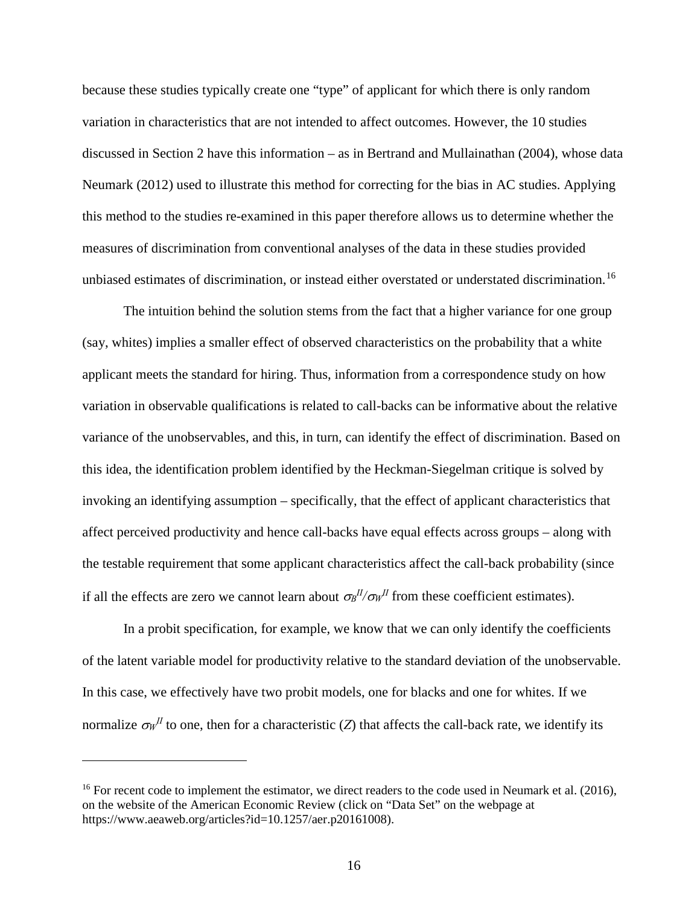because these studies typically create one "type" of applicant for which there is only random variation in characteristics that are not intended to affect outcomes. However, the 10 studies discussed in Section 2 have this information – as in Bertrand and Mullainathan (2004), whose data Neumark (2012) used to illustrate this method for correcting for the bias in AC studies. Applying this method to the studies re-examined in this paper therefore allows us to determine whether the measures of discrimination from conventional analyses of the data in these studies provided unbiased estimates of discrimination, or instead either overstated or understated discrimination.[16]

The intuition behind the solution stems from the fact that a higher variance for one group (say, whites) implies a smaller effect of observed characteristics on the probability that a white applicant meets the standard for hiring. Thus, information from a correspondence study on how variation in observable qualifications is related to call-backs can be informative about the relative variance of the unobservables, and this, in turn, can identify the effect of discrimination. Based on this idea, the identification problem identified by the Heckman-Siegelman critique is solved by invoking an identifying assumption – specifically, that the effect of applicant characteristics that affect perceived productivity and hence call-backs have equal effects across groups – along with the testable requirement that some applicant characteristics affect the call-back probability (since if all the effects are zero we cannot learn about $\sigma_B^{II}/\sigma_W^{II}$ from these coefficient estimates).

In a probit specification, for example, we know that we can only identify the coefficients of the latent variable model for productivity relative to the standard deviation of the unobservable. In this case, we effectively have two probit models, one for blacks and one for whites. If we normalize $\sigma_W^{II}$ to one, then for a characteristic ($Z$) that affects the call-back rate, we identify its

[16] For recent code to implement the estimator, we direct readers to the code used in Neumark et al. (2016), on the website of the American Economic Review (click on "Data Set" on the webpage at https://www.aeaweb.org/articles?id=10.1257/aer.p20161008).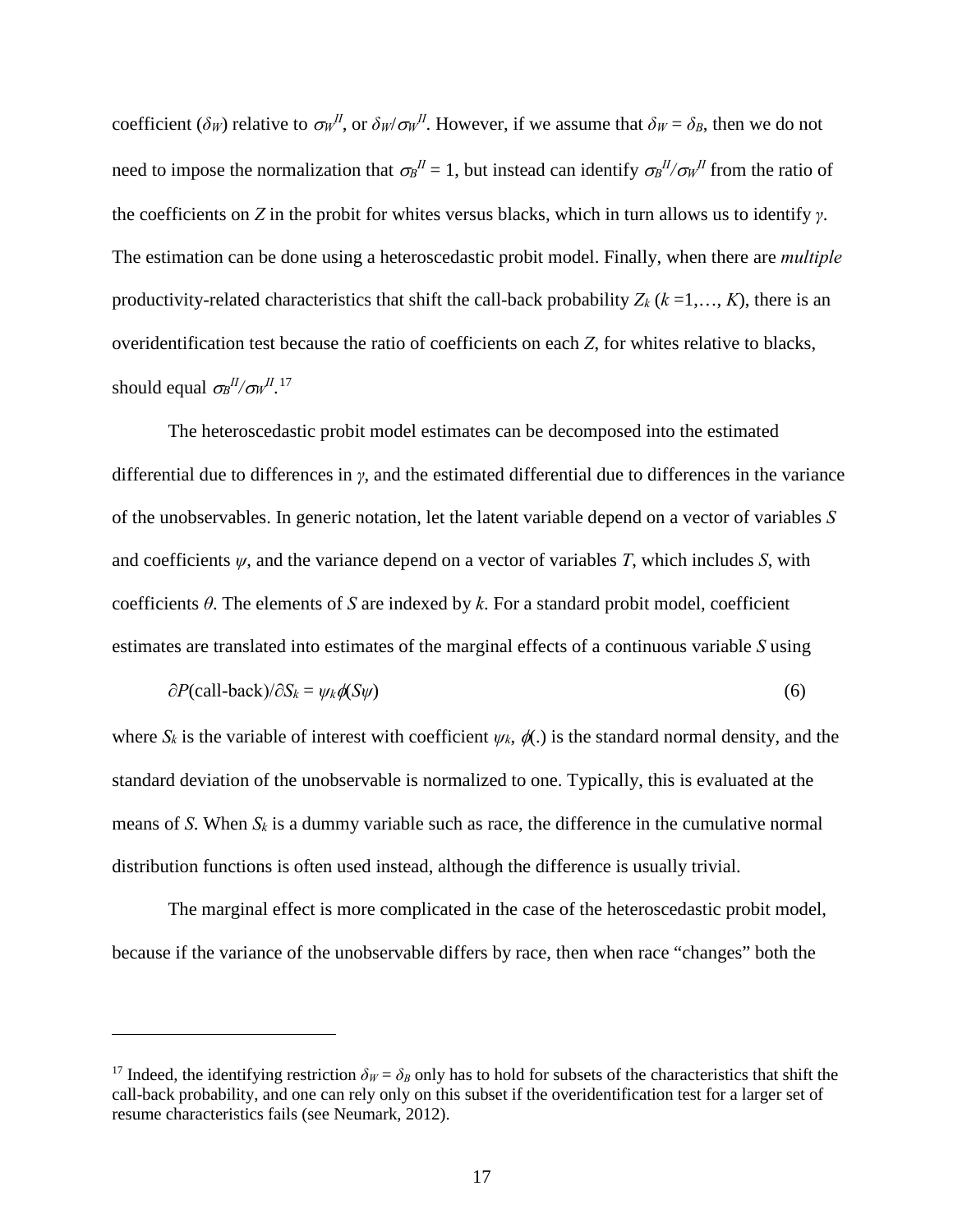coefficient ($\delta_W$) relative to $\sigma_W^{II}$, or $\delta_W/\sigma_W^{II}$. However, if we assume that $\delta_W = \delta_B$, then we do not need to impose the normalization that $\sigma_B^{II} = 1$, but instead can identify $\sigma_B^{II}/\sigma_W^{II}$ from the ratio of the coefficients on *Z* in the probit for whites versus blacks, which in turn allows us to identify $\gamma$. The estimation can be done using a heteroscedastic probit model. Finally, when there are *multiple* productivity-related characteristics that shift the call-back probability $Z_k$ ($k$ =1,…, $K$), there is an overidentification test because the ratio of coefficients on each *Z*, for whites relative to blacks, should equal $\sigma_B^{II}/\sigma_W^{II}$.[17]

The heteroscedastic probit model estimates can be decomposed into the estimated differential due to differences in $\gamma$, and the estimated differential due to differences in the variance of the unobservables. In generic notation, let the latent variable depend on a vector of variables *S* and coefficients $\psi$, and the variance depend on a vector of variables *T*, which includes *S*, with coefficients $\theta$. The elements of *S* are indexed by *k*. For a standard probit model, coefficient estimates are translated into estimates of the marginal effects of a continuous variable *S* using

$$\partial P(\text{call-back})/\partial S_k = \psi_k \phi(S\psi) \tag{6}$$

where $S_k$ is the variable of interest with coefficient $\psi_k$, $\phi(.)$ is the standard normal density, and the standard deviation of the unobservable is normalized to one. Typically, this is evaluated at the means of *S*. When $S_k$ is a dummy variable such as race, the difference in the cumulative normal distribution functions is often used instead, although the difference is usually trivial.

The marginal effect is more complicated in the case of the heteroscedastic probit model, because if the variance of the unobservable differs by race, then when race "changes" both the

---

[17] Indeed, the identifying restriction $\delta_W = \delta_B$ only has to hold for subsets of the characteristics that shift the call-back probability, and one can rely only on this subset if the overidentification test for a larger set of resume characteristics fails (see Neumark, 2012).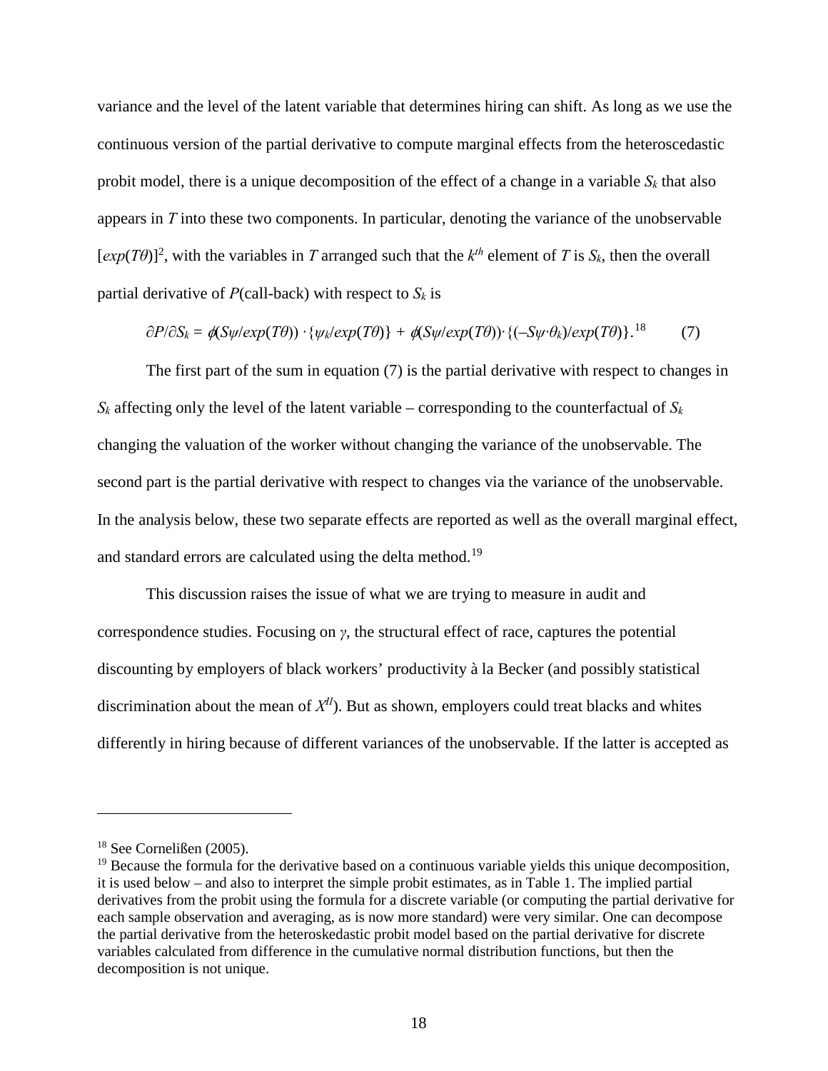variance and the level of the latent variable that determines hiring can shift. As long as we use the continuous version of the partial derivative to compute marginal effects from the heteroscedastic probit model, there is a unique decomposition of the effect of a change in a variable $S_k$ that also appears in $T$ into these two components. In particular, denoting the variance of the unobservable $[exp(T\theta)]^2$, with the variables in $T$ arranged such that the $k^{th}$ element of $T$ is $S_k$, then the overall partial derivative of $P$(call-back) with respect to $S_k$ is

$$\partial P/\partial S_k = \phi(S\psi/exp(T\theta)) \cdot \{\psi_k/exp(T\theta)\} + \phi(S\psi/exp(T\theta)) \cdot \{(-S\psi \cdot \theta_k)/exp(T\theta)\}.^{18} \qquad (7)$$

The first part of the sum in equation (7) is the partial derivative with respect to changes in $S_k$ affecting only the level of the latent variable – corresponding to the counterfactual of $S_k$ changing the valuation of the worker without changing the variance of the unobservable. The second part is the partial derivative with respect to changes via the variance of the unobservable. In the analysis below, these two separate effects are reported as well as the overall marginal effect, and standard errors are calculated using the delta method.[19]

This discussion raises the issue of what we are trying to measure in audit and correspondence studies. Focusing on $\gamma$, the structural effect of race, captures the potential discounting by employers of black workers' productivity à la Becker (and possibly statistical discrimination about the mean of $X^{II}$). But as shown, employers could treat blacks and whites differently in hiring because of different variances of the unobservable. If the latter is accepted as

---

[18] See Cornelißen (2005).

[19] Because the formula for the derivative based on a continuous variable yields this unique decomposition, it is used below – and also to interpret the simple probit estimates, as in Table 1. The implied partial derivatives from the probit using the formula for a discrete variable (or computing the partial derivative for each sample observation and averaging, as is now more standard) were very similar. One can decompose the partial derivative from the heteroskedastic probit model based on the partial derivative for discrete variables calculated from difference in the cumulative normal distribution functions, but then the decomposition is not unique.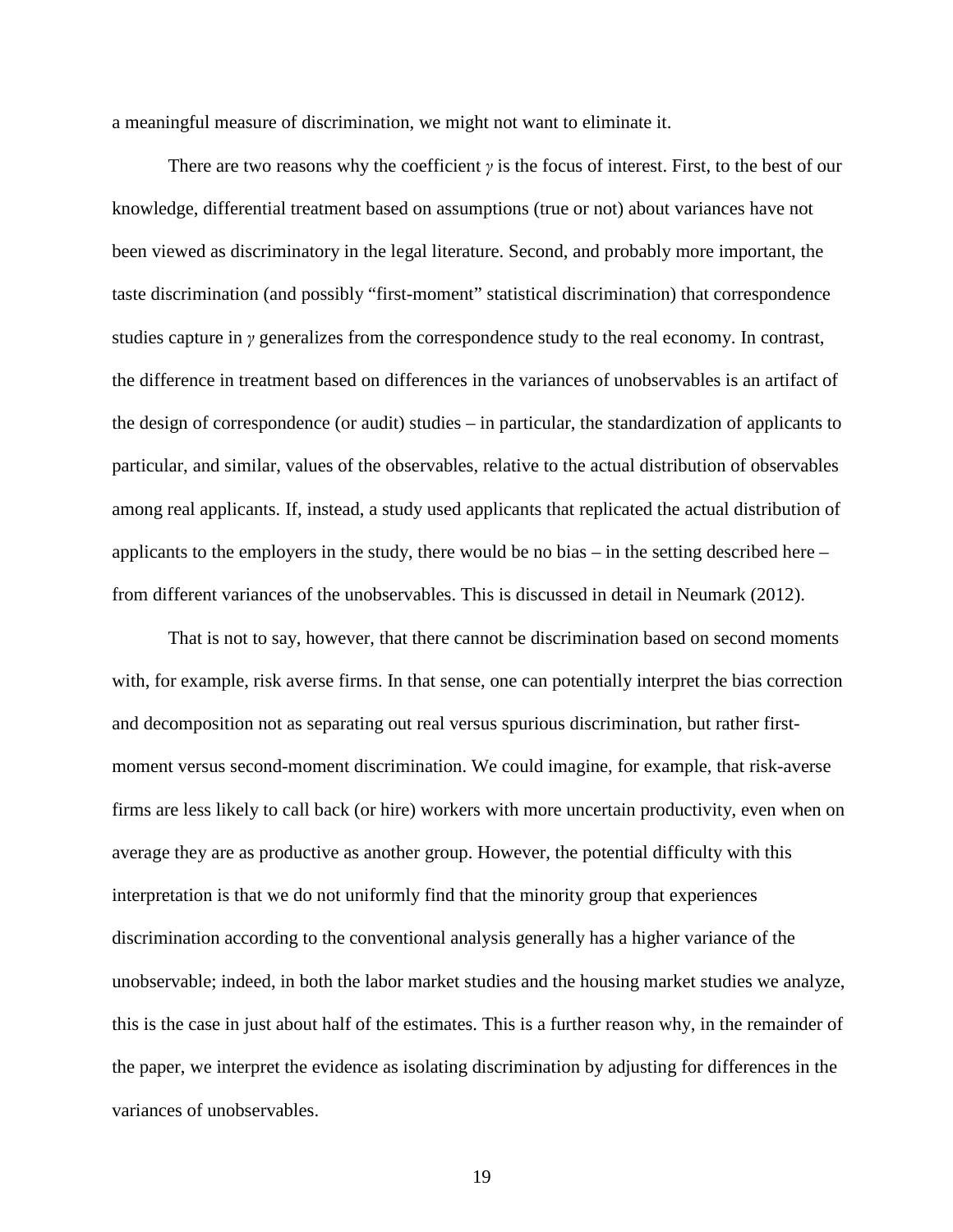a meaningful measure of discrimination, we might not want to eliminate it.

There are two reasons why the coefficient $\gamma$ is the focus of interest. First, to the best of our knowledge, differential treatment based on assumptions (true or not) about variances have not been viewed as discriminatory in the legal literature. Second, and probably more important, the taste discrimination (and possibly "first-moment" statistical discrimination) that correspondence studies capture in $\gamma$ generalizes from the correspondence study to the real economy. In contrast, the difference in treatment based on differences in the variances of unobservables is an artifact of the design of correspondence (or audit) studies – in particular, the standardization of applicants to particular, and similar, values of the observables, relative to the actual distribution of observables among real applicants. If, instead, a study used applicants that replicated the actual distribution of applicants to the employers in the study, there would be no bias – in the setting described here – from different variances of the unobservables. This is discussed in detail in Neumark (2012).

That is not to say, however, that there cannot be discrimination based on second moments with, for example, risk averse firms. In that sense, one can potentially interpret the bias correction and decomposition not as separating out real versus spurious discrimination, but rather first-moment versus second-moment discrimination. We could imagine, for example, that risk-averse firms are less likely to call back (or hire) workers with more uncertain productivity, even when on average they are as productive as another group. However, the potential difficulty with this interpretation is that we do not uniformly find that the minority group that experiences discrimination according to the conventional analysis generally has a higher variance of the unobservable; indeed, in both the labor market studies and the housing market studies we analyze, this is the case in just about half of the estimates. This is a further reason why, in the remainder of the paper, we interpret the evidence as isolating discrimination by adjusting for differences in the variances of unobservables.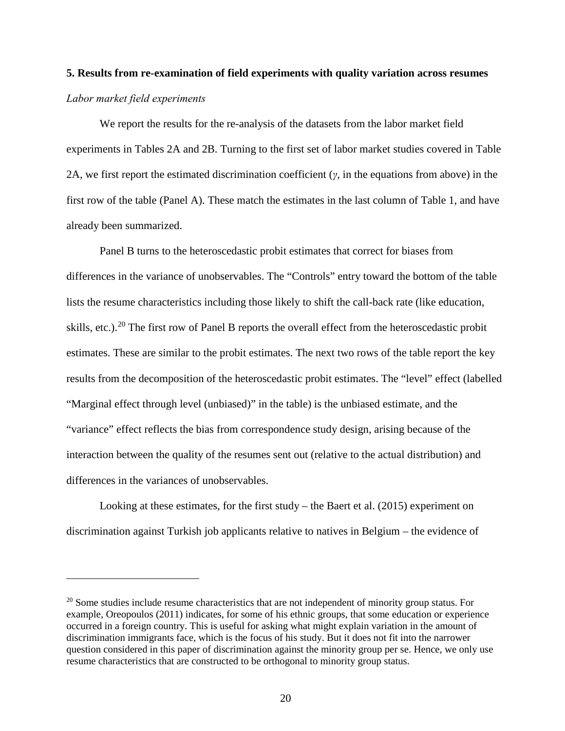## 5. Results from re-examination of field experiments with quality variation across resumes

*Labor market field experiments*

We report the results for the re-analysis of the datasets from the labor market field experiments in Tables 2A and 2B. Turning to the first set of labor market studies covered in Table 2A, we first report the estimated discrimination coefficient ($\gamma$, in the equations from above) in the first row of the table (Panel A). These match the estimates in the last column of Table 1, and have already been summarized.

Panel B turns to the heteroscedastic probit estimates that correct for biases from differences in the variance of unobservables. The "Controls" entry toward the bottom of the table lists the resume characteristics including those likely to shift the call-back rate (like education, skills, etc.).[20] The first row of Panel B reports the overall effect from the heteroscedastic probit estimates. These are similar to the probit estimates. The next two rows of the table report the key results from the decomposition of the heteroscedastic probit estimates. The "level" effect (labelled "Marginal effect through level (unbiased)" in the table) is the unbiased estimate, and the "variance" effect reflects the bias from correspondence study design, arising because of the interaction between the quality of the resumes sent out (relative to the actual distribution) and differences in the variances of unobservables.

Looking at these estimates, for the first study – the Baert et al. (2015) experiment on discrimination against Turkish job applicants relative to natives in Belgium – the evidence of

[20] Some studies include resume characteristics that are not independent of minority group status. For example, Oreopoulos (2011) indicates, for some of his ethnic groups, that some education or experience occurred in a foreign country. This is useful for asking what might explain variation in the amount of discrimination immigrants face, which is the focus of his study. But it does not fit into the narrower question considered in this paper of discrimination against the minority group per se. Hence, we only use resume characteristics that are constructed to be orthogonal to minority group status.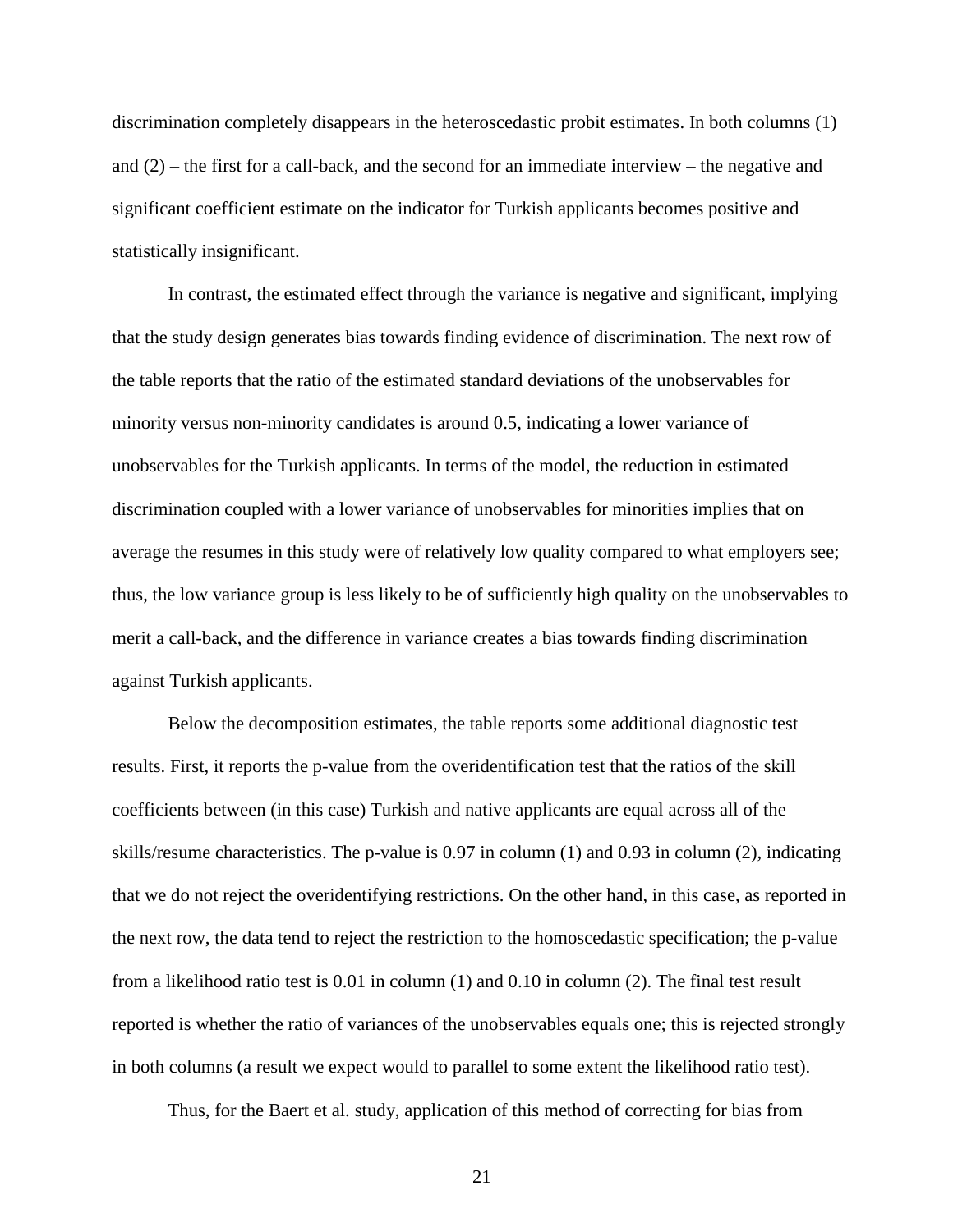discrimination completely disappears in the heteroscedastic probit estimates. In both columns (1) and (2) – the first for a call-back, and the second for an immediate interview – the negative and significant coefficient estimate on the indicator for Turkish applicants becomes positive and statistically insignificant.

In contrast, the estimated effect through the variance is negative and significant, implying that the study design generates bias towards finding evidence of discrimination. The next row of the table reports that the ratio of the estimated standard deviations of the unobservables for minority versus non-minority candidates is around 0.5, indicating a lower variance of unobservables for the Turkish applicants. In terms of the model, the reduction in estimated discrimination coupled with a lower variance of unobservables for minorities implies that on average the resumes in this study were of relatively low quality compared to what employers see; thus, the low variance group is less likely to be of sufficiently high quality on the unobservables to merit a call-back, and the difference in variance creates a bias towards finding discrimination against Turkish applicants.

Below the decomposition estimates, the table reports some additional diagnostic test results. First, it reports the p-value from the overidentification test that the ratios of the skill coefficients between (in this case) Turkish and native applicants are equal across all of the skills/resume characteristics. The p-value is 0.97 in column (1) and 0.93 in column (2), indicating that we do not reject the overidentifying restrictions. On the other hand, in this case, as reported in the next row, the data tend to reject the restriction to the homoscedastic specification; the p-value from a likelihood ratio test is 0.01 in column (1) and 0.10 in column (2). The final test result reported is whether the ratio of variances of the unobservables equals one; this is rejected strongly in both columns (a result we expect would to parallel to some extent the likelihood ratio test).

Thus, for the Baert et al. study, application of this method of correcting for bias from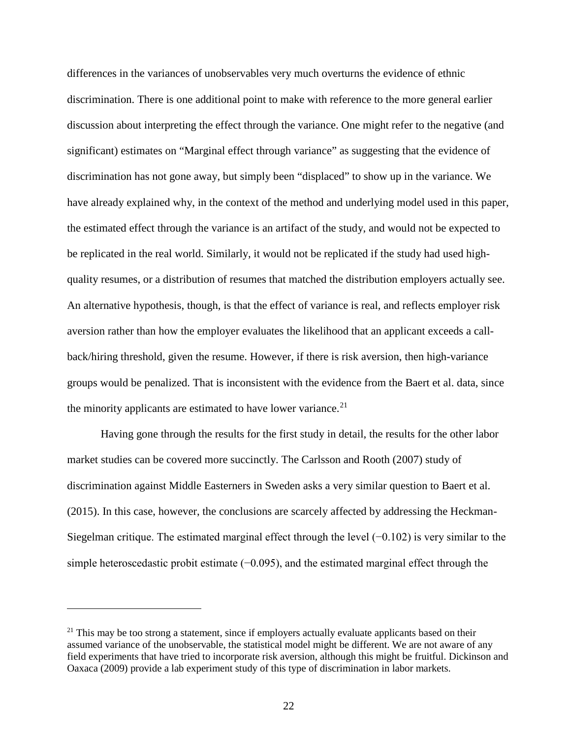differences in the variances of unobservables very much overturns the evidence of ethnic discrimination. There is one additional point to make with reference to the more general earlier discussion about interpreting the effect through the variance. One might refer to the negative (and significant) estimates on "Marginal effect through variance" as suggesting that the evidence of discrimination has not gone away, but simply been "displaced" to show up in the variance. We have already explained why, in the context of the method and underlying model used in this paper, the estimated effect through the variance is an artifact of the study, and would not be expected to be replicated in the real world. Similarly, it would not be replicated if the study had used high-quality resumes, or a distribution of resumes that matched the distribution employers actually see. An alternative hypothesis, though, is that the effect of variance is real, and reflects employer risk aversion rather than how the employer evaluates the likelihood that an applicant exceeds a call-back/hiring threshold, given the resume. However, if there is risk aversion, then high-variance groups would be penalized. That is inconsistent with the evidence from the Baert et al. data, since the minority applicants are estimated to have lower variance.[21]

Having gone through the results for the first study in detail, the results for the other labor market studies can be covered more succinctly. The Carlsson and Rooth (2007) study of discrimination against Middle Easterners in Sweden asks a very similar question to Baert et al. (2015). In this case, however, the conclusions are scarcely affected by addressing the Heckman-Siegelman critique. The estimated marginal effect through the level (−0.102) is very similar to the simple heteroscedastic probit estimate (−0.095), and the estimated marginal effect through the

---

[21] This may be too strong a statement, since if employers actually evaluate applicants based on their assumed variance of the unobservable, the statistical model might be different. We are not aware of any field experiments that have tried to incorporate risk aversion, although this might be fruitful. Dickinson and Oaxaca (2009) provide a lab experiment study of this type of discrimination in labor markets.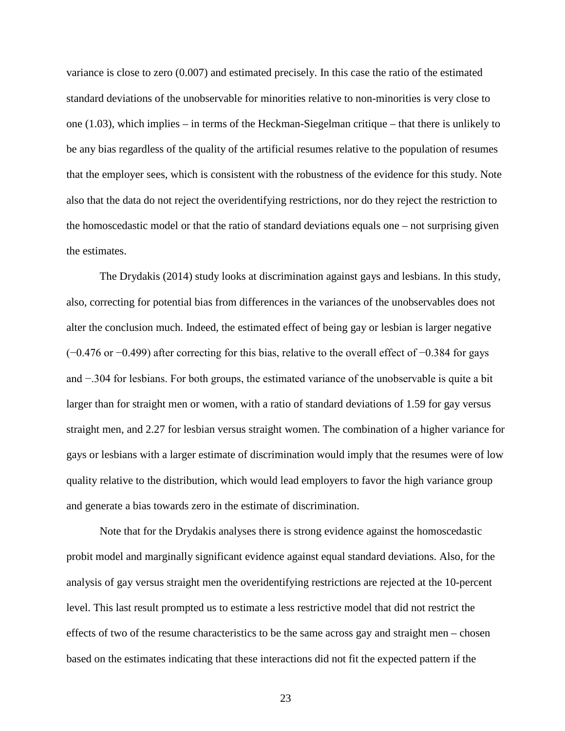variance is close to zero (0.007) and estimated precisely. In this case the ratio of the estimated standard deviations of the unobservable for minorities relative to non-minorities is very close to one (1.03), which implies – in terms of the Heckman-Siegelman critique – that there is unlikely to be any bias regardless of the quality of the artificial resumes relative to the population of resumes that the employer sees, which is consistent with the robustness of the evidence for this study. Note also that the data do not reject the overidentifying restrictions, nor do they reject the restriction to the homoscedastic model or that the ratio of standard deviations equals one – not surprising given the estimates.

The Drydakis (2014) study looks at discrimination against gays and lesbians. In this study, also, correcting for potential bias from differences in the variances of the unobservables does not alter the conclusion much. Indeed, the estimated effect of being gay or lesbian is larger negative (−0.476 or −0.499) after correcting for this bias, relative to the overall effect of −0.384 for gays and −.304 for lesbians. For both groups, the estimated variance of the unobservable is quite a bit larger than for straight men or women, with a ratio of standard deviations of 1.59 for gay versus straight men, and 2.27 for lesbian versus straight women. The combination of a higher variance for gays or lesbians with a larger estimate of discrimination would imply that the resumes were of low quality relative to the distribution, which would lead employers to favor the high variance group and generate a bias towards zero in the estimate of discrimination.

Note that for the Drydakis analyses there is strong evidence against the homoscedastic probit model and marginally significant evidence against equal standard deviations. Also, for the analysis of gay versus straight men the overidentifying restrictions are rejected at the 10-percent level. This last result prompted us to estimate a less restrictive model that did not restrict the effects of two of the resume characteristics to be the same across gay and straight men – chosen based on the estimates indicating that these interactions did not fit the expected pattern if the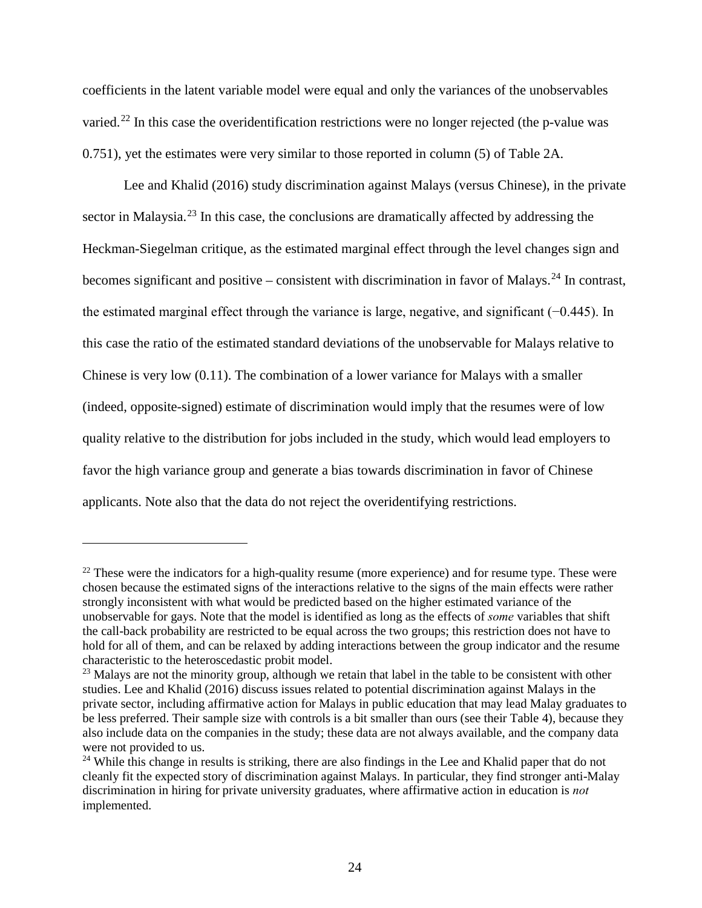coefficients in the latent variable model were equal and only the variances of the unobservables varied.[22] In this case the overidentification restrictions were no longer rejected (the p-value was 0.751), yet the estimates were very similar to those reported in column (5) of Table 2A.

Lee and Khalid (2016) study discrimination against Malays (versus Chinese), in the private sector in Malaysia.[23] In this case, the conclusions are dramatically affected by addressing the Heckman-Siegelman critique, as the estimated marginal effect through the level changes sign and becomes significant and positive – consistent with discrimination in favor of Malays.[24] In contrast, the estimated marginal effect through the variance is large, negative, and significant (−0.445). In this case the ratio of the estimated standard deviations of the unobservable for Malays relative to Chinese is very low (0.11). The combination of a lower variance for Malays with a smaller (indeed, opposite-signed) estimate of discrimination would imply that the resumes were of low quality relative to the distribution for jobs included in the study, which would lead employers to favor the high variance group and generate a bias towards discrimination in favor of Chinese applicants. Note also that the data do not reject the overidentifying restrictions.

---

[22] These were the indicators for a high-quality resume (more experience) and for resume type. These were chosen because the estimated signs of the interactions relative to the signs of the main effects were rather strongly inconsistent with what would be predicted based on the higher estimated variance of the unobservable for gays. Note that the model is identified as long as the effects of *some* variables that shift the call-back probability are restricted to be equal across the two groups; this restriction does not have to hold for all of them, and can be relaxed by adding interactions between the group indicator and the resume characteristic to the heteroscedastic probit model.

[23] Malays are not the minority group, although we retain that label in the table to be consistent with other studies. Lee and Khalid (2016) discuss issues related to potential discrimination against Malays in the private sector, including affirmative action for Malays in public education that may lead Malay graduates to be less preferred. Their sample size with controls is a bit smaller than ours (see their Table 4), because they also include data on the companies in the study; these data are not always available, and the company data were not provided to us.

[24] While this change in results is striking, there are also findings in the Lee and Khalid paper that do not cleanly fit the expected story of discrimination against Malays. In particular, they find stronger anti-Malay discrimination in hiring for private university graduates, where affirmative action in education is *not* implemented.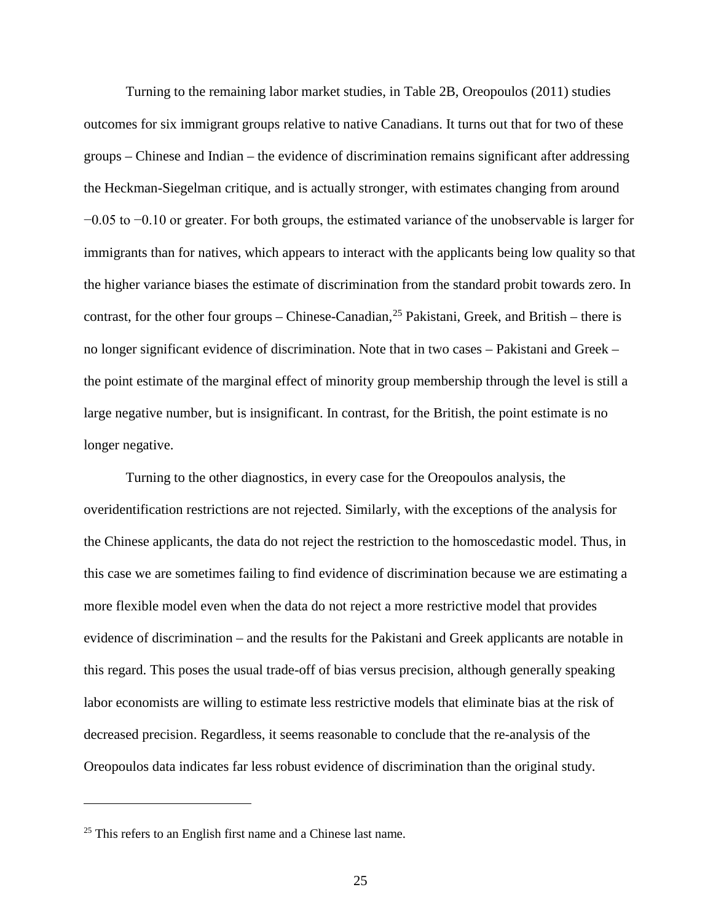Turning to the remaining labor market studies, in Table 2B, Oreopoulos (2011) studies outcomes for six immigrant groups relative to native Canadians. It turns out that for two of these groups – Chinese and Indian – the evidence of discrimination remains significant after addressing the Heckman-Siegelman critique, and is actually stronger, with estimates changing from around $-0.05$ to $-0.10$ or greater. For both groups, the estimated variance of the unobservable is larger for immigrants than for natives, which appears to interact with the applicants being low quality so that the higher variance biases the estimate of discrimination from the standard probit towards zero. In contrast, for the other four groups – Chinese-Canadian,[25] Pakistani, Greek, and British – there is no longer significant evidence of discrimination. Note that in two cases – Pakistani and Greek – the point estimate of the marginal effect of minority group membership through the level is still a large negative number, but is insignificant. In contrast, for the British, the point estimate is no longer negative.

Turning to the other diagnostics, in every case for the Oreopoulos analysis, the overidentification restrictions are not rejected. Similarly, with the exceptions of the analysis for the Chinese applicants, the data do not reject the restriction to the homoscedastic model. Thus, in this case we are sometimes failing to find evidence of discrimination because we are estimating a more flexible model even when the data do not reject a more restrictive model that provides evidence of discrimination – and the results for the Pakistani and Greek applicants are notable in this regard. This poses the usual trade-off of bias versus precision, although generally speaking labor economists are willing to estimate less restrictive models that eliminate bias at the risk of decreased precision. Regardless, it seems reasonable to conclude that the re-analysis of the Oreopoulos data indicates far less robust evidence of discrimination than the original study.

---

[25] This refers to an English first name and a Chinese last name.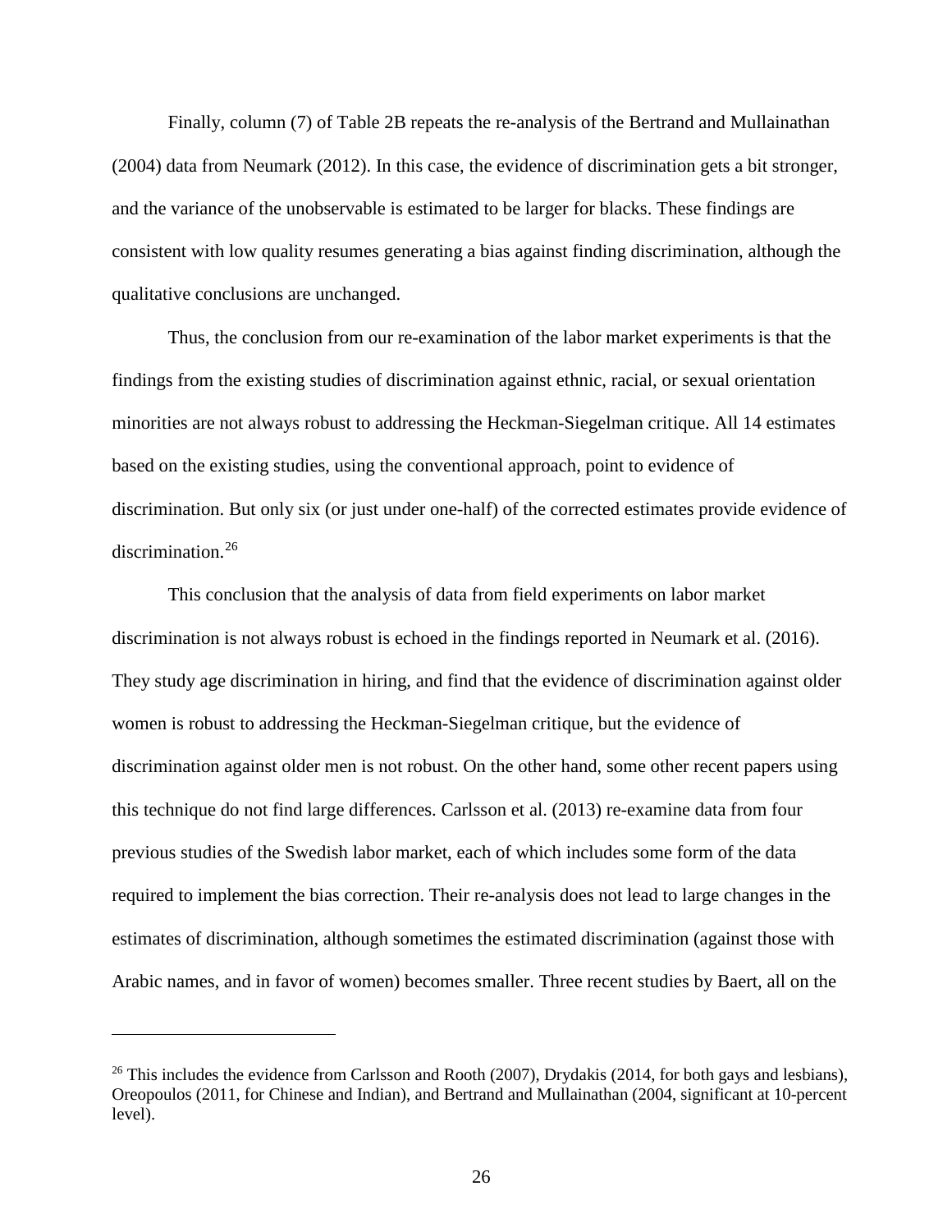Finally, column (7) of Table 2B repeats the re-analysis of the Bertrand and Mullainathan (2004) data from Neumark (2012). In this case, the evidence of discrimination gets a bit stronger, and the variance of the unobservable is estimated to be larger for blacks. These findings are consistent with low quality resumes generating a bias against finding discrimination, although the qualitative conclusions are unchanged.

Thus, the conclusion from our re-examination of the labor market experiments is that the findings from the existing studies of discrimination against ethnic, racial, or sexual orientation minorities are not always robust to addressing the Heckman-Siegelman critique. All 14 estimates based on the existing studies, using the conventional approach, point to evidence of discrimination. But only six (or just under one-half) of the corrected estimates provide evidence of discrimination.[26]

This conclusion that the analysis of data from field experiments on labor market discrimination is not always robust is echoed in the findings reported in Neumark et al. (2016). They study age discrimination in hiring, and find that the evidence of discrimination against older women is robust to addressing the Heckman-Siegelman critique, but the evidence of discrimination against older men is not robust. On the other hand, some other recent papers using this technique do not find large differences. Carlsson et al. (2013) re-examine data from four previous studies of the Swedish labor market, each of which includes some form of the data required to implement the bias correction. Their re-analysis does not lead to large changes in the estimates of discrimination, although sometimes the estimated discrimination (against those with Arabic names, and in favor of women) becomes smaller. Three recent studies by Baert, all on the

[26] This includes the evidence from Carlsson and Rooth (2007), Drydakis (2014, for both gays and lesbians), Oreopoulos (2011, for Chinese and Indian), and Bertrand and Mullainathan (2004, significant at 10-percent level).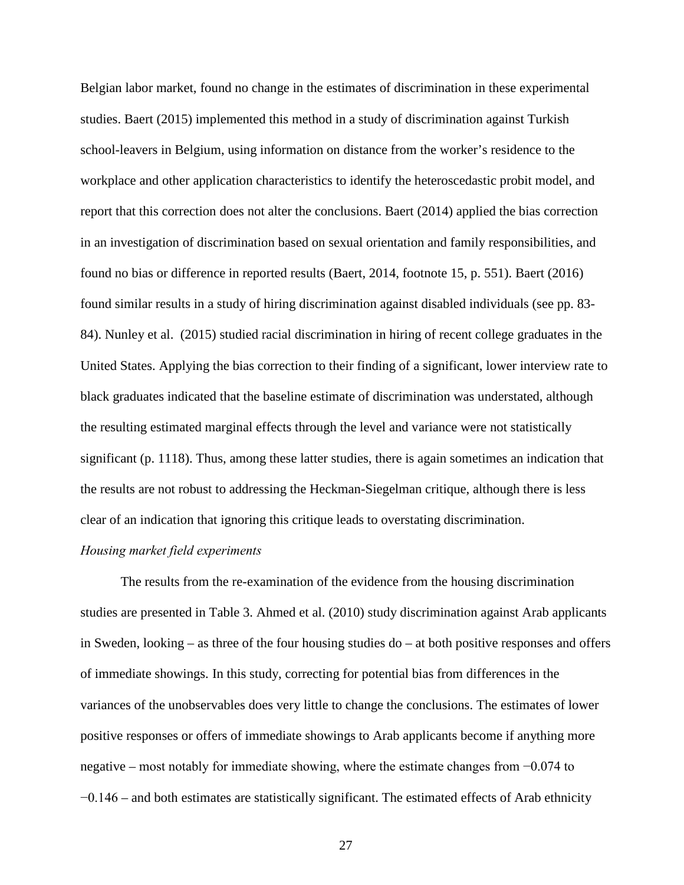Belgian labor market, found no change in the estimates of discrimination in these experimental studies. Baert (2015) implemented this method in a study of discrimination against Turkish school-leavers in Belgium, using information on distance from the worker's residence to the workplace and other application characteristics to identify the heteroscedastic probit model, and report that this correction does not alter the conclusions. Baert (2014) applied the bias correction in an investigation of discrimination based on sexual orientation and family responsibilities, and found no bias or difference in reported results (Baert, 2014, footnote 15, p. 551). Baert (2016) found similar results in a study of hiring discrimination against disabled individuals (see pp. 83-84). Nunley et al. (2015) studied racial discrimination in hiring of recent college graduates in the United States. Applying the bias correction to their finding of a significant, lower interview rate to black graduates indicated that the baseline estimate of discrimination was understated, although the resulting estimated marginal effects through the level and variance were not statistically significant (p. 1118). Thus, among these latter studies, there is again sometimes an indication that the results are not robust to addressing the Heckman-Siegelman critique, although there is less clear of an indication that ignoring this critique leads to overstating discrimination.

*Housing market field experiments*

The results from the re-examination of the evidence from the housing discrimination studies are presented in Table 3. Ahmed et al. (2010) study discrimination against Arab applicants in Sweden, looking – as three of the four housing studies do – at both positive responses and offers of immediate showings. In this study, correcting for potential bias from differences in the variances of the unobservables does very little to change the conclusions. The estimates of lower positive responses or offers of immediate showings to Arab applicants become if anything more negative – most notably for immediate showing, where the estimate changes from −0.074 to −0.146 – and both estimates are statistically significant. The estimated effects of Arab ethnicity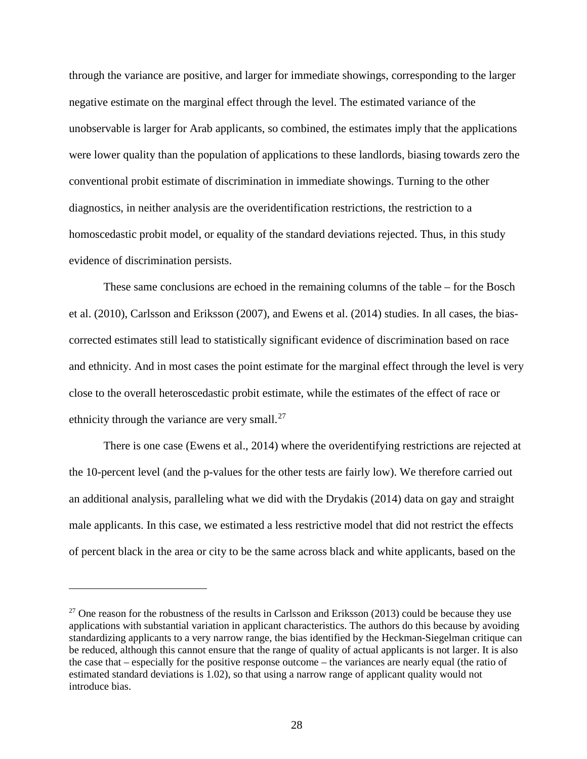through the variance are positive, and larger for immediate showings, corresponding to the larger negative estimate on the marginal effect through the level. The estimated variance of the unobservable is larger for Arab applicants, so combined, the estimates imply that the applications were lower quality than the population of applications to these landlords, biasing towards zero the conventional probit estimate of discrimination in immediate showings. Turning to the other diagnostics, in neither analysis are the overidentification restrictions, the restriction to a homoscedastic probit model, or equality of the standard deviations rejected. Thus, in this study evidence of discrimination persists.

These same conclusions are echoed in the remaining columns of the table – for the Bosch et al. (2010), Carlsson and Eriksson (2007), and Ewens et al. (2014) studies. In all cases, the bias-corrected estimates still lead to statistically significant evidence of discrimination based on race and ethnicity. And in most cases the point estimate for the marginal effect through the level is very close to the overall heteroscedastic probit estimate, while the estimates of the effect of race or ethnicity through the variance are very small.[27]

There is one case (Ewens et al., 2014) where the overidentifying restrictions are rejected at the 10-percent level (and the p-values for the other tests are fairly low). We therefore carried out an additional analysis, paralleling what we did with the Drydakis (2014) data on gay and straight male applicants. In this case, we estimated a less restrictive model that did not restrict the effects of percent black in the area or city to be the same across black and white applicants, based on the

[27] One reason for the robustness of the results in Carlsson and Eriksson (2013) could be because they use applications with substantial variation in applicant characteristics. The authors do this because by avoiding standardizing applicants to a very narrow range, the bias identified by the Heckman-Siegelman critique can be reduced, although this cannot ensure that the range of quality of actual applicants is not larger. It is also the case that – especially for the positive response outcome – the variances are nearly equal (the ratio of estimated standard deviations is 1.02), so that using a narrow range of applicant quality would not introduce bias.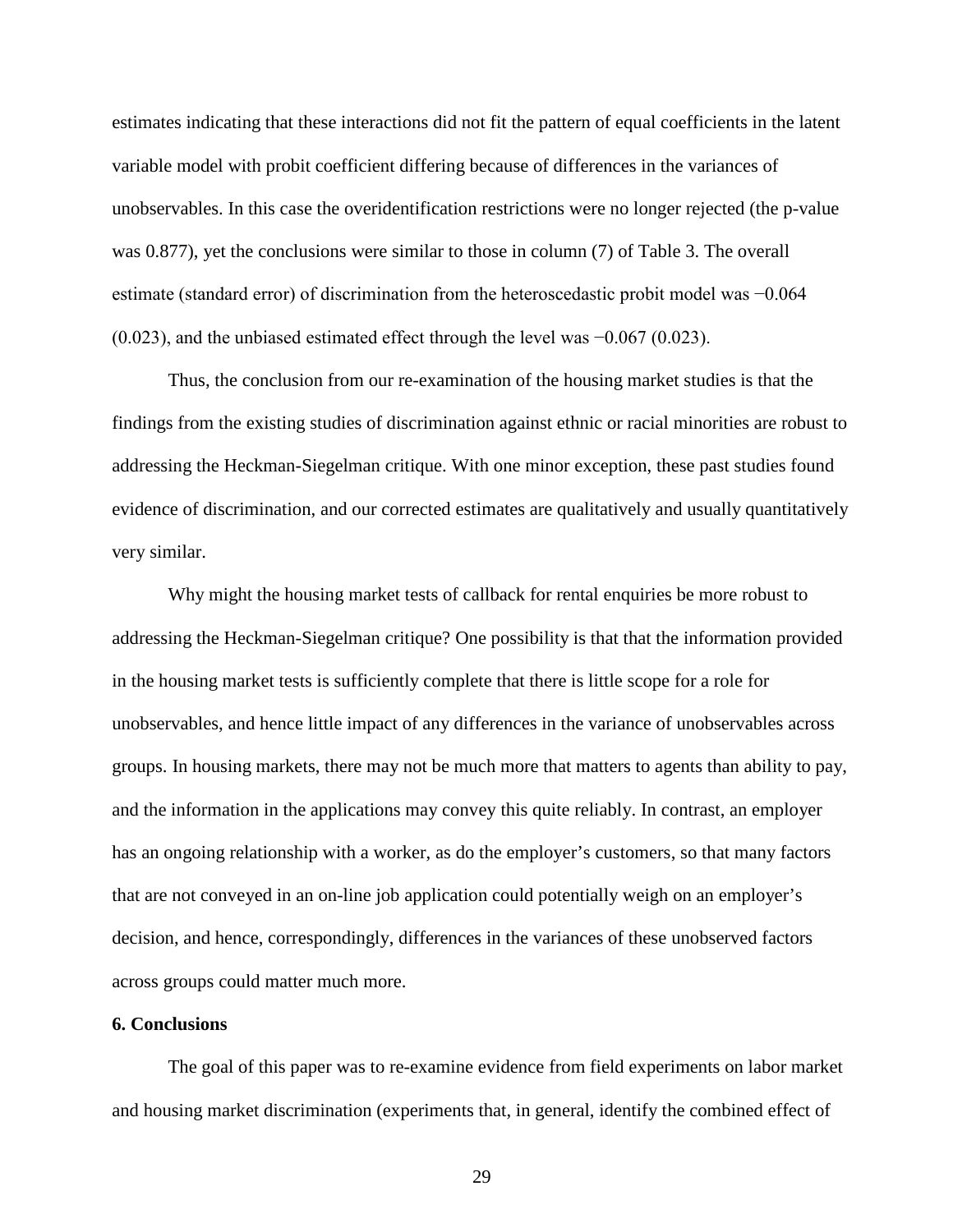estimates indicating that these interactions did not fit the pattern of equal coefficients in the latent variable model with probit coefficient differing because of differences in the variances of unobservables. In this case the overidentification restrictions were no longer rejected (the p-value was 0.877), yet the conclusions were similar to those in column (7) of Table 3. The overall estimate (standard error) of discrimination from the heteroscedastic probit model was −0.064 (0.023), and the unbiased estimated effect through the level was −0.067 (0.023).

Thus, the conclusion from our re-examination of the housing market studies is that the findings from the existing studies of discrimination against ethnic or racial minorities are robust to addressing the Heckman-Siegelman critique. With one minor exception, these past studies found evidence of discrimination, and our corrected estimates are qualitatively and usually quantitatively very similar.

Why might the housing market tests of callback for rental enquiries be more robust to addressing the Heckman-Siegelman critique? One possibility is that that the information provided in the housing market tests is sufficiently complete that there is little scope for a role for unobservables, and hence little impact of any differences in the variance of unobservables across groups. In housing markets, there may not be much more that matters to agents than ability to pay, and the information in the applications may convey this quite reliably. In contrast, an employer has an ongoing relationship with a worker, as do the employer's customers, so that many factors that are not conveyed in an on-line job application could potentially weigh on an employer's decision, and hence, correspondingly, differences in the variances of these unobserved factors across groups could matter much more.

**6. Conclusions**

The goal of this paper was to re-examine evidence from field experiments on labor market and housing market discrimination (experiments that, in general, identify the combined effect of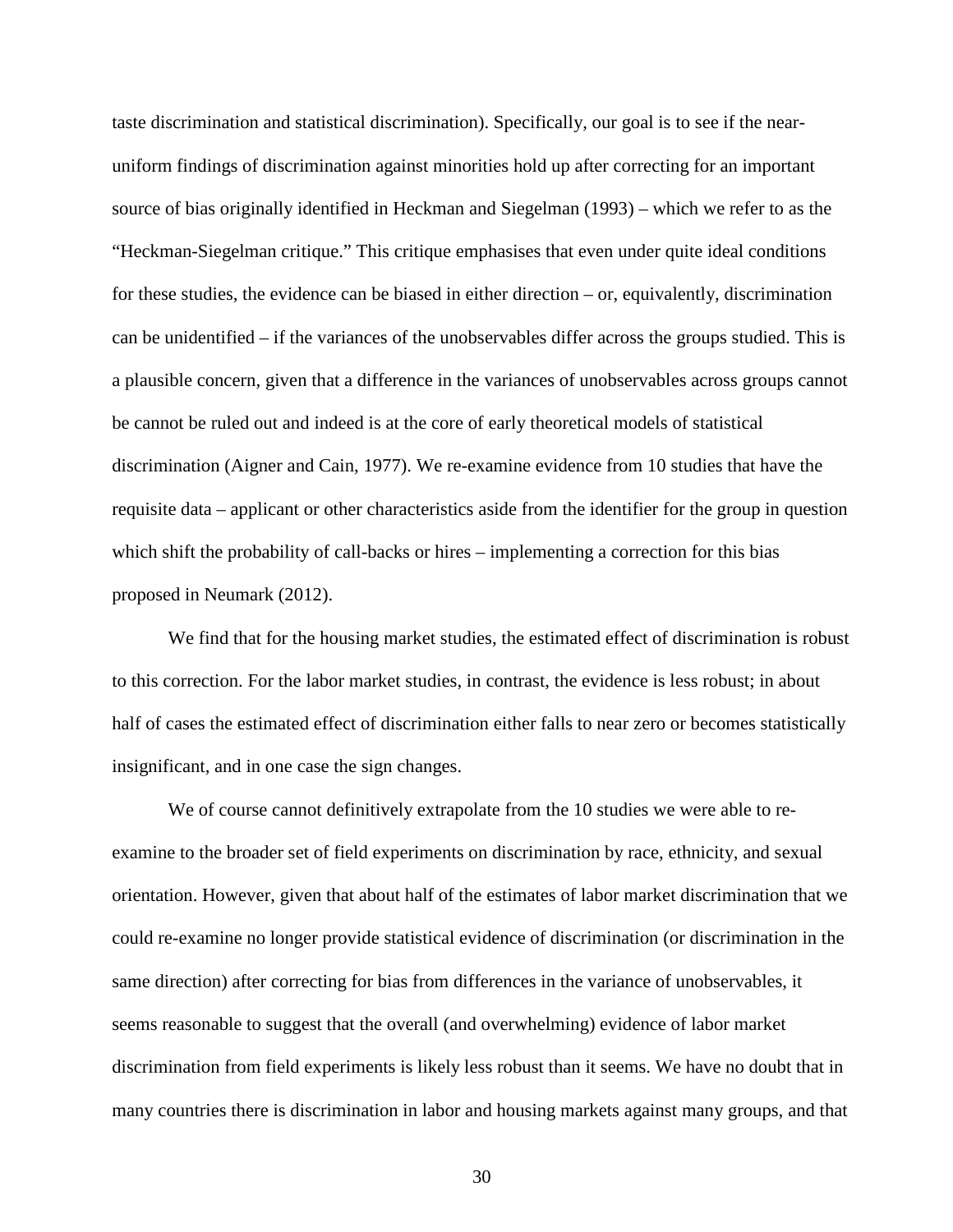taste discrimination and statistical discrimination). Specifically, our goal is to see if the near-uniform findings of discrimination against minorities hold up after correcting for an important source of bias originally identified in Heckman and Siegelman (1993) – which we refer to as the "Heckman-Siegelman critique." This critique emphasises that even under quite ideal conditions for these studies, the evidence can be biased in either direction – or, equivalently, discrimination can be unidentified – if the variances of the unobservables differ across the groups studied. This is a plausible concern, given that a difference in the variances of unobservables across groups cannot be cannot be ruled out and indeed is at the core of early theoretical models of statistical discrimination (Aigner and Cain, 1977). We re-examine evidence from 10 studies that have the requisite data – applicant or other characteristics aside from the identifier for the group in question which shift the probability of call-backs or hires – implementing a correction for this bias proposed in Neumark (2012).

We find that for the housing market studies, the estimated effect of discrimination is robust to this correction. For the labor market studies, in contrast, the evidence is less robust; in about half of cases the estimated effect of discrimination either falls to near zero or becomes statistically insignificant, and in one case the sign changes.

We of course cannot definitively extrapolate from the 10 studies we were able to re-examine to the broader set of field experiments on discrimination by race, ethnicity, and sexual orientation. However, given that about half of the estimates of labor market discrimination that we could re-examine no longer provide statistical evidence of discrimination (or discrimination in the same direction) after correcting for bias from differences in the variance of unobservables, it seems reasonable to suggest that the overall (and overwhelming) evidence of labor market discrimination from field experiments is likely less robust than it seems. We have no doubt that in many countries there is discrimination in labor and housing markets against many groups, and that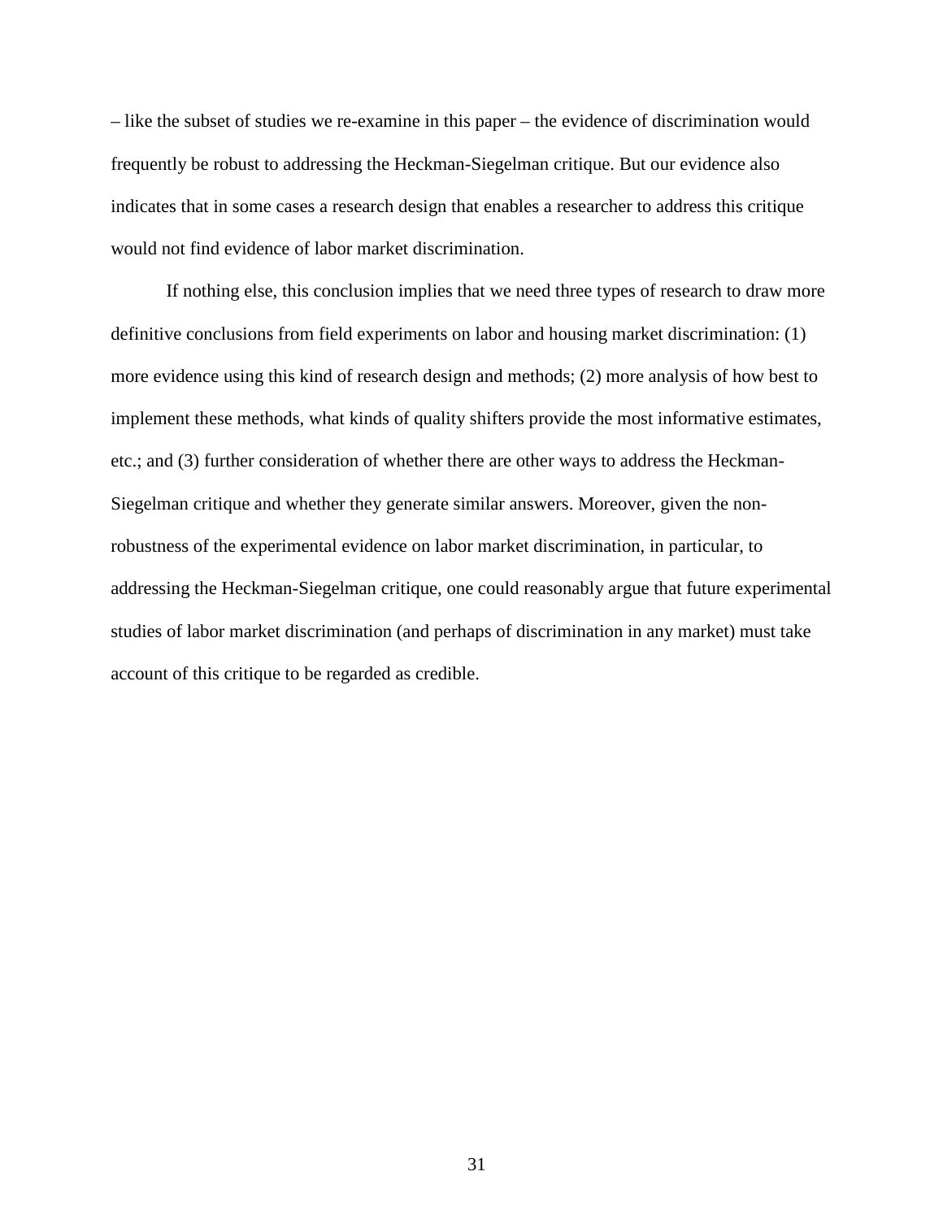– like the subset of studies we re-examine in this paper – the evidence of discrimination would frequently be robust to addressing the Heckman-Siegelman critique. But our evidence also indicates that in some cases a research design that enables a researcher to address this critique would not find evidence of labor market discrimination.

If nothing else, this conclusion implies that we need three types of research to draw more definitive conclusions from field experiments on labor and housing market discrimination: (1) more evidence using this kind of research design and methods; (2) more analysis of how best to implement these methods, what kinds of quality shifters provide the most informative estimates, etc.; and (3) further consideration of whether there are other ways to address the Heckman-Siegelman critique and whether they generate similar answers. Moreover, given the non-robustness of the experimental evidence on labor market discrimination, in particular, to addressing the Heckman-Siegelman critique, one could reasonably argue that future experimental studies of labor market discrimination (and perhaps of discrimination in any market) must take account of this critique to be regarded as credible.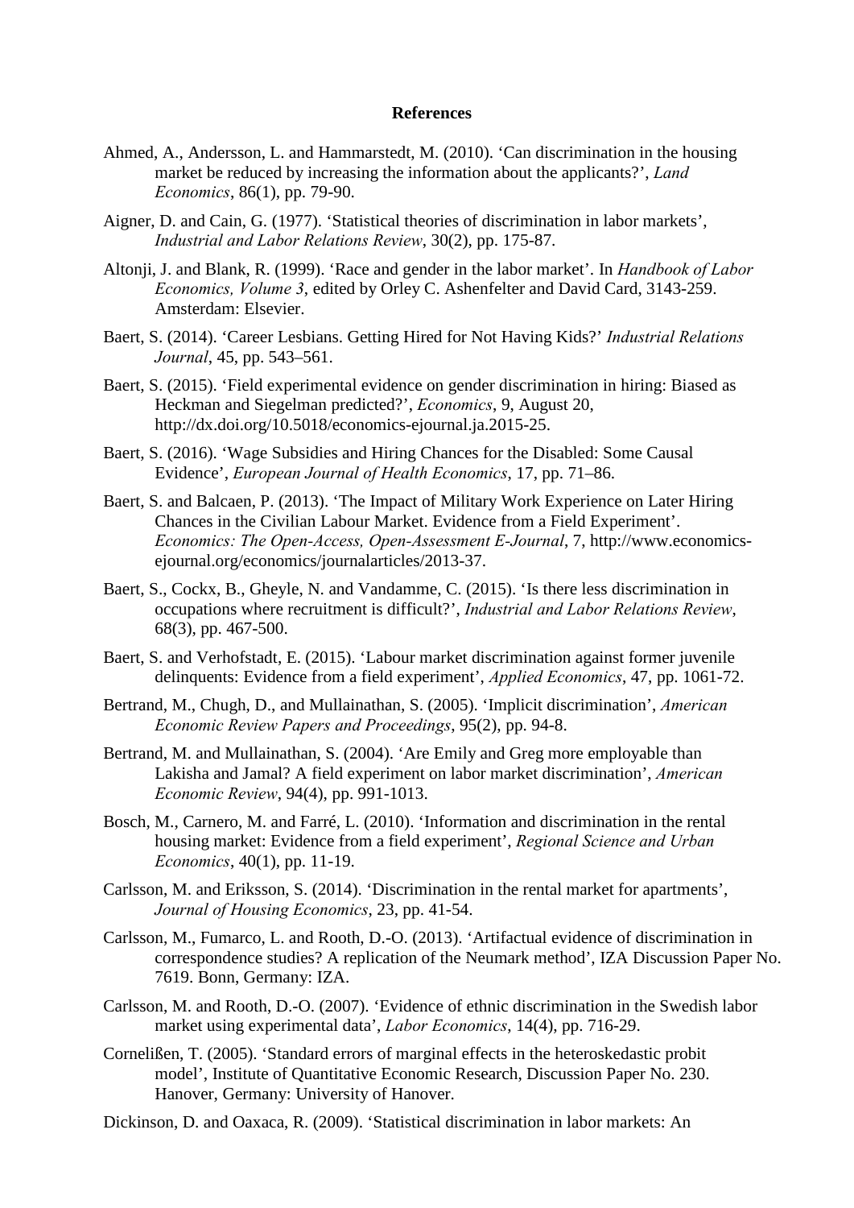**References**

Ahmed, A., Andersson, L. and Hammarstedt, M. (2010). 'Can discrimination in the housing market be reduced by increasing the information about the applicants?', *Land Economics*, 86(1), pp. 79-90.

Aigner, D. and Cain, G. (1977). 'Statistical theories of discrimination in labor markets', *Industrial and Labor Relations Review*, 30(2), pp. 175-87.

Altonji, J. and Blank, R. (1999). 'Race and gender in the labor market'. In *Handbook of Labor Economics, Volume 3*, edited by Orley C. Ashenfelter and David Card, 3143-259. Amsterdam: Elsevier.

Baert, S. (2014). 'Career Lesbians. Getting Hired for Not Having Kids?' *Industrial Relations Journal*, 45, pp. 543–561.

Baert, S. (2015). 'Field experimental evidence on gender discrimination in hiring: Biased as Heckman and Siegelman predicted?', *Economics*, 9, August 20, http://dx.doi.org/10.5018/economics-ejournal.ja.2015-25.

Baert, S. (2016). 'Wage Subsidies and Hiring Chances for the Disabled: Some Causal Evidence', *European Journal of Health Economics*, 17, pp. 71–86.

Baert, S. and Balcaen, P. (2013). 'The Impact of Military Work Experience on Later Hiring Chances in the Civilian Labour Market. Evidence from a Field Experiment'. *Economics: The Open-Access, Open-Assessment E-Journal*, 7, http://www.economics-ejournal.org/economics/journalarticles/2013-37.

Baert, S., Cockx, B., Gheyle, N. and Vandamme, C. (2015). 'Is there less discrimination in occupations where recruitment is difficult?', *Industrial and Labor Relations Review*, 68(3), pp. 467-500.

Baert, S. and Verhofstadt, E. (2015). 'Labour market discrimination against former juvenile delinquents: Evidence from a field experiment', *Applied Economics*, 47, pp. 1061-72.

Bertrand, M., Chugh, D., and Mullainathan, S. (2005). 'Implicit discrimination', *American Economic Review Papers and Proceedings*, 95(2), pp. 94-8.

Bertrand, M. and Mullainathan, S. (2004). 'Are Emily and Greg more employable than Lakisha and Jamal? A field experiment on labor market discrimination', *American Economic Review*, 94(4), pp. 991-1013.

Bosch, M., Carnero, M. and Farré, L. (2010). 'Information and discrimination in the rental housing market: Evidence from a field experiment', *Regional Science and Urban Economics*, 40(1), pp. 11-19.

Carlsson, M. and Eriksson, S. (2014). 'Discrimination in the rental market for apartments', *Journal of Housing Economics*, 23, pp. 41-54.

Carlsson, M., Fumarco, L. and Rooth, D.-O. (2013). 'Artifactual evidence of discrimination in correspondence studies? A replication of the Neumark method', IZA Discussion Paper No. 7619. Bonn, Germany: IZA.

Carlsson, M. and Rooth, D.-O. (2007). 'Evidence of ethnic discrimination in the Swedish labor market using experimental data', *Labor Economics*, 14(4), pp. 716-29.

Cornelißen, T. (2005). 'Standard errors of marginal effects in the heteroskedastic probit model', Institute of Quantitative Economic Research, Discussion Paper No. 230. Hanover, Germany: University of Hanover.

Dickinson, D. and Oaxaca, R. (2009). 'Statistical discrimination in labor markets: An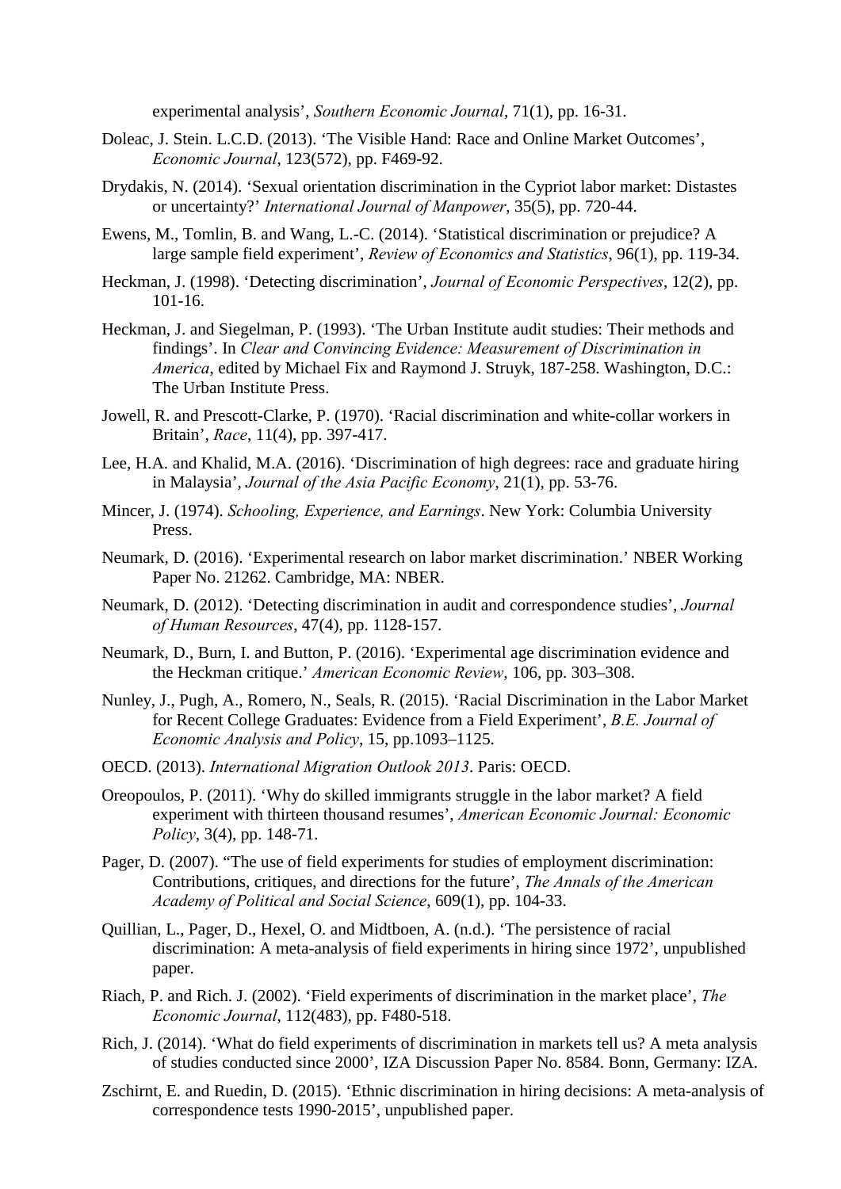experimental analysis', *Southern Economic Journal*, 71(1), pp. 16-31.

Doleac, J. Stein. L.C.D. (2013). 'The Visible Hand: Race and Online Market Outcomes', *Economic Journal*, 123(572), pp. F469-92.

Drydakis, N. (2014). 'Sexual orientation discrimination in the Cypriot labor market: Distastes or uncertainty?' *International Journal of Manpower*, 35(5), pp. 720-44.

Ewens, M., Tomlin, B. and Wang, L.-C. (2014). 'Statistical discrimination or prejudice? A large sample field experiment', *Review of Economics and Statistics*, 96(1), pp. 119-34.

Heckman, J. (1998). 'Detecting discrimination', *Journal of Economic Perspectives*, 12(2), pp. 101-16.

Heckman, J. and Siegelman, P. (1993). 'The Urban Institute audit studies: Their methods and findings'. In *Clear and Convincing Evidence: Measurement of Discrimination in America*, edited by Michael Fix and Raymond J. Struyk, 187-258. Washington, D.C.: The Urban Institute Press.

Jowell, R. and Prescott-Clarke, P. (1970). 'Racial discrimination and white-collar workers in Britain', *Race*, 11(4), pp. 397-417.

Lee, H.A. and Khalid, M.A. (2016). 'Discrimination of high degrees: race and graduate hiring in Malaysia', *Journal of the Asia Pacific Economy*, 21(1), pp. 53-76.

Mincer, J. (1974). *Schooling, Experience, and Earnings*. New York: Columbia University Press.

Neumark, D. (2016). 'Experimental research on labor market discrimination.' NBER Working Paper No. 21262. Cambridge, MA: NBER.

Neumark, D. (2012). 'Detecting discrimination in audit and correspondence studies', *Journal of Human Resources*, 47(4), pp. 1128-157.

Neumark, D., Burn, I. and Button, P. (2016). 'Experimental age discrimination evidence and the Heckman critique.' *American Economic Review*, 106, pp. 303–308.

Nunley, J., Pugh, A., Romero, N., Seals, R. (2015). 'Racial Discrimination in the Labor Market for Recent College Graduates: Evidence from a Field Experiment', *B.E. Journal of Economic Analysis and Policy*, 15, pp.1093–1125.

OECD. (2013). *International Migration Outlook 2013*. Paris: OECD.

Oreopoulos, P. (2011). 'Why do skilled immigrants struggle in the labor market? A field experiment with thirteen thousand resumes', *American Economic Journal: Economic Policy*, 3(4), pp. 148-71.

Pager, D. (2007). "The use of field experiments for studies of employment discrimination: Contributions, critiques, and directions for the future', *The Annals of the American Academy of Political and Social Science*, 609(1), pp. 104-33.

Quillian, L., Pager, D., Hexel, O. and Midtboen, A. (n.d.). 'The persistence of racial discrimination: A meta-analysis of field experiments in hiring since 1972', unpublished paper.

Riach, P. and Rich. J. (2002). 'Field experiments of discrimination in the market place', *The Economic Journal*, 112(483), pp. F480-518.

Rich, J. (2014). 'What do field experiments of discrimination in markets tell us? A meta analysis of studies conducted since 2000', IZA Discussion Paper No. 8584. Bonn, Germany: IZA.

Zschirnt, E. and Ruedin, D. (2015). 'Ethnic discrimination in hiring decisions: A meta-analysis of correspondence tests 1990-2015', unpublished paper.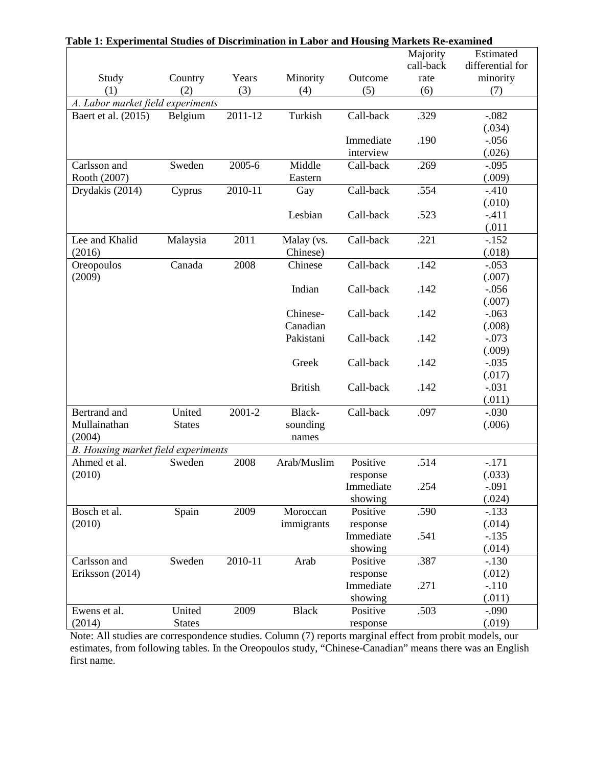**Table 1: Experimental Studies of Discrimination in Labor and Housing Markets Re-examined**

| Study (1) | Country (2) | Years (3) | Minority (4) | Outcome (5) | Majority call-back rate (6) | Estimated differential for minority (7) |
|---|---|---|---|---|---|---|
| *A. Labor market field experiments* | | | | | | |
| Baert et al. (2015) | Belgium | 2011-12 | Turkish | Call-back | .329 | -.082 (.034) |
| | | | | Immediate interview | .190 | -.056 (.026) |
| Carlsson and Rooth (2007) | Sweden | 2005-6 | Middle Eastern | Call-back | .269 | -.095 (.009) |
| Drydakis (2014) | Cyprus | 2010-11 | Gay | Call-back | .554 | -.410 (.010) |
| | | | Lesbian | Call-back | .523 | -.411 (.011 |
| Lee and Khalid (2016) | Malaysia | 2011 | Malay (vs. Chinese) | Call-back | .221 | -.152 (.018) |
| Oreopoulos (2009) | Canada | 2008 | Chinese | Call-back | .142 | -.053 (.007) |
| | | | Indian | Call-back | .142 | -.056 (.007) |
| | | | Chinese-Canadian | Call-back | .142 | -.063 (.008) |
| | | | Pakistani | Call-back | .142 | -.073 (.009) |
| | | | Greek | Call-back | .142 | -.035 (.017) |
| | | | British | Call-back | .142 | -.031 (.011) |
| Bertrand and Mullainathan (2004) | United States | 2001-2 | Black-sounding names | Call-back | .097 | -.030 (.006) |
| *B. Housing market field experiments* | | | | | | |
| Ahmed et al. (2010) | Sweden | 2008 | Arab/Muslim | Positive response | .514 | -.171 (.033) |
| | | | | Immediate showing | .254 | -.091 (.024) |
| Bosch et al. (2010) | Spain | 2009 | Moroccan immigrants | Positive response | .590 | -.133 (.014) |
| | | | | Immediate showing | .541 | -.135 (.014) |
| Carlsson and Eriksson (2014) | Sweden | 2010-11 | Arab | Positive response | .387 | -.130 (.012) |
| | | | | Immediate showing | .271 | -.110 (.011) |
| Ewens et al. (2014) | United States | 2009 | Black | Positive response | .503 | -.090 (.019) |

Note: All studies are correspondence studies. Column (7) reports marginal effect from probit models, our estimates, from following tables. In the Oreopoulos study, "Chinese-Canadian" means there was an English first name.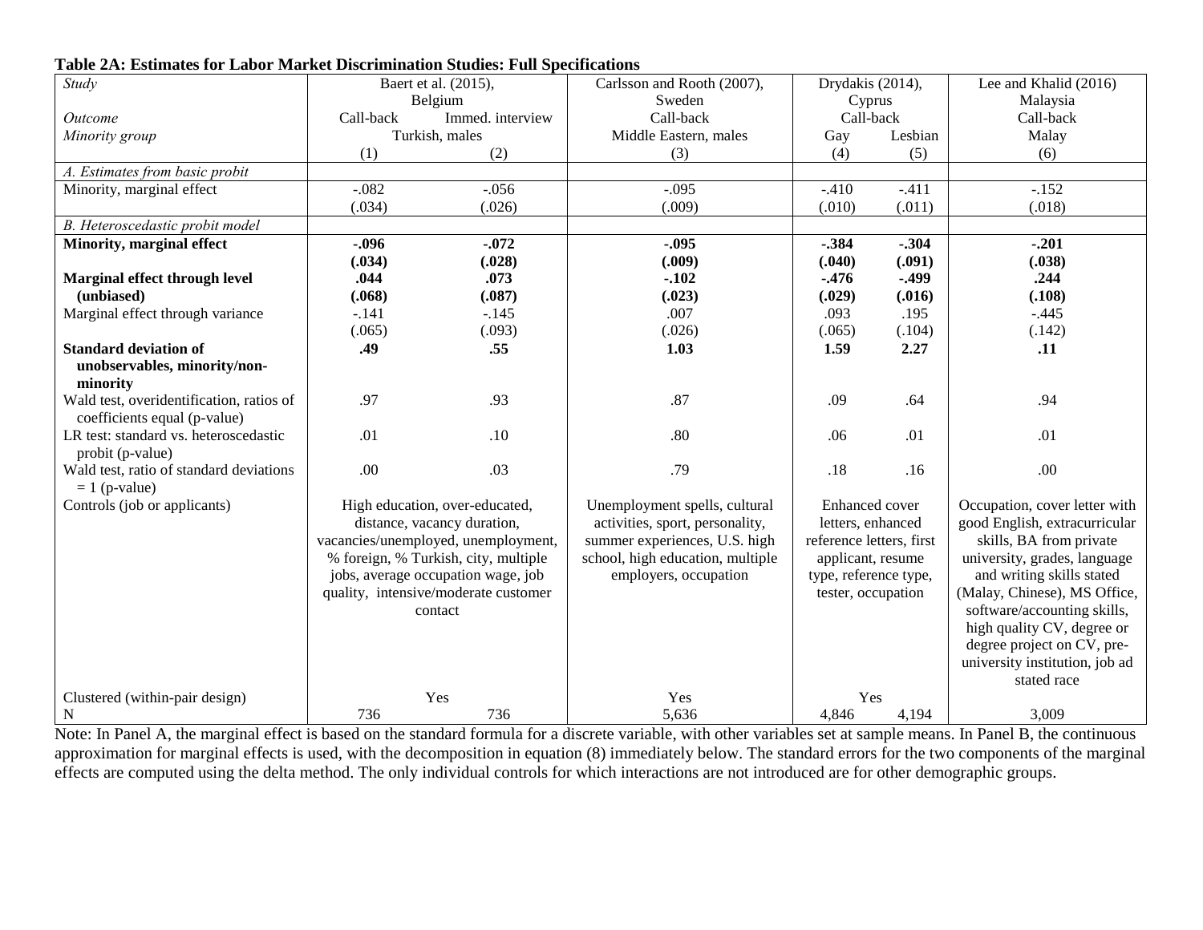**Table 2A: Estimates for Labor Market Discrimination Studies: Full Specifications**

| *Study* | Baert et al. (2015), Belgium | | Carlsson and Rooth (2007), Sweden | Drydakis (2014), Cyprus | | Lee and Khalid (2016) Malaysia |
|---|---|---|---|---|---|---|
| *Outcome* | Call-back | Immed. interview | Call-back | Call-back | | Call-back |
| *Minority group* | Turkish, males | | Middle Eastern, males | Gay | Lesbian | Malay |
| | (1) | (2) | (3) | (4) | (5) | (6) |
| *A. Estimates from basic probit* | | | | | | |
| Minority, marginal effect | -.082 | -.056 | -.095 | -.410 | -.411 | -.152 |
| | (.034) | (.026) | (.009) | (.010) | (.011) | (.018) |
| *B. Heteroscedastic probit model* | | | | | | |
| **Minority, marginal effect** | **-.096** | **-.072** | **-.095** | **-.384** | **-.304** | **-.201** |
| | **(.034)** | **(.028)** | **(.009)** | **(.040)** | **(.091)** | **(.038)** |
| **Marginal effect through level (unbiased)** | **.044** | **.073** | **-.102** | **-.476** | **-.499** | **.244** |
| | **(.068)** | **(.087)** | **(.023)** | **(.029)** | **(.016)** | **(.108)** |
| Marginal effect through variance | -.141 | -.145 | .007 | .093 | .195 | -.445 |
| | (.065) | (.093) | (.026) | (.065) | (.104) | (.142) |
| **Standard deviation of unobservables, minority/non-minority** | **.49** | **.55** | **1.03** | **1.59** | **2.27** | **.11** |
| Wald test, overidentification, ratios of coefficients equal (p-value) | .97 | .93 | .87 | .09 | .64 | .94 |
| LR test: standard vs. heteroscedastic probit (p-value) | .01 | .10 | .80 | .06 | .01 | .01 |
| Wald test, ratio of standard deviations = 1 (p-value) | .00 | .03 | .79 | .18 | .16 | .00 |
| Controls (job or applicants) | High education, over-educated, distance, vacancy duration, vacancies/unemployed, unemployment, % foreign, % Turkish, city, multiple jobs, average occupation wage, job quality, intensive/moderate customer contact | | Unemployment spells, cultural activities, sport, personality, summer experiences, U.S. high school, high education, multiple employers, occupation | Enhanced cover letters, enhanced reference letters, first applicant, resume type, reference type, tester, occupation | | Occupation, cover letter with good English, extracurricular skills, BA from private university, grades, language and writing skills stated (Malay, Chinese), MS Office, software/accounting skills, high quality CV, degree or degree project on CV, pre-university institution, job ad stated race |
| Clustered (within-pair design) | Yes | | Yes | Yes | | |
| N | 736 | 736 | 5,636 | 4,846 | 4,194 | 3,009 |

Note: In Panel A, the marginal effect is based on the standard formula for a discrete variable, with other variables set at sample means. In Panel B, the continuous approximation for marginal effects is used, with the decomposition in equation (8) immediately below. The standard errors for the two components of the marginal effects are computed using the delta method. The only individual controls for which interactions are not introduced are for other demographic groups.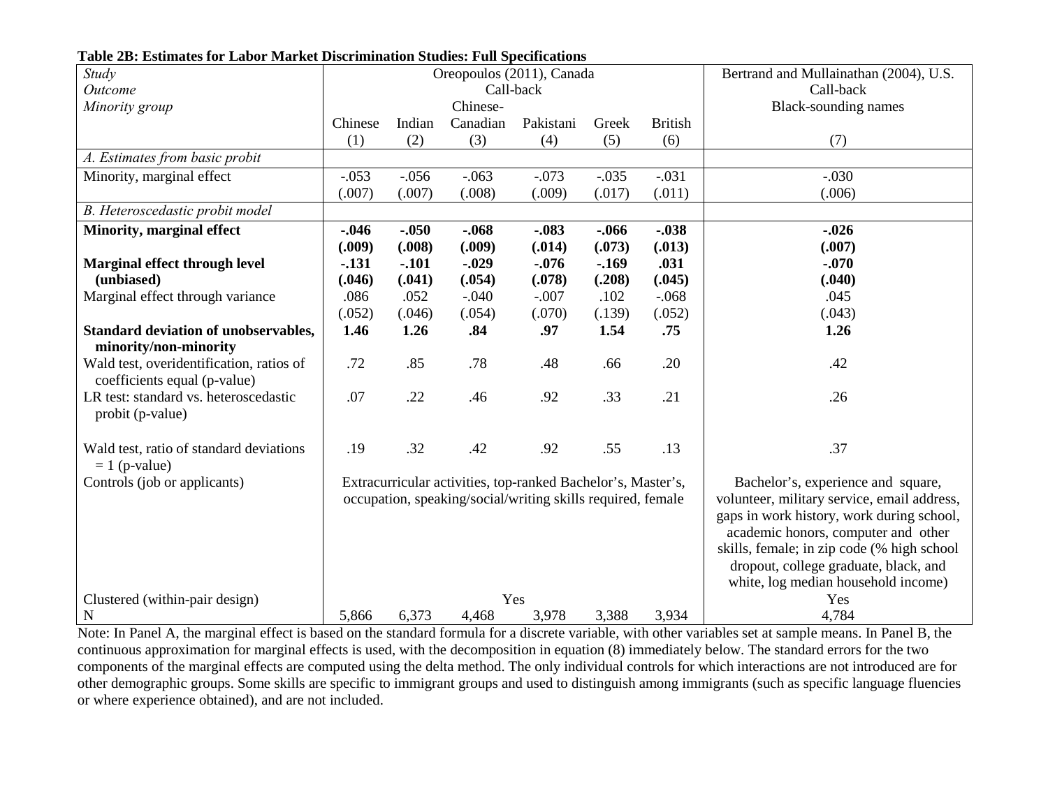**Table 2B: Estimates for Labor Market Discrimination Studies: Full Specifications**

| *Study* | Oreopoulos (2011), Canada | | | | | | Bertrand and Mullainathan (2004), U.S. |
|---|---|---|---|---|---|---|---|
| *Outcome* | Call-back | | | | | | Call-back |
| *Minority group* | Chinese | Indian | Chinese-Canadian | Pakistani | Greek | British | Black-sounding names |
| | (1) | (2) | (3) | (4) | (5) | (6) | (7) |
| *A. Estimates from basic probit* | | | | | | | |
| Minority, marginal effect | -.053 | -.056 | -.063 | -.073 | -.035 | -.031 | -.030 |
| | (.007) | (.007) | (.008) | (.009) | (.017) | (.011) | (.006) |
| *B. Heteroscedastic probit model* | | | | | | | |
| **Minority, marginal effect** | **-.046** | **-.050** | **-.068** | **-.083** | **-.066** | **-.038** | **-.026** |
| | **(.009)** | **(.008)** | **(.009)** | **(.014)** | **(.073)** | **(.013)** | **(.007)** |
| **Marginal effect through level (unbiased)** | **-.131** | **-.101** | **-.029** | **-.076** | **-.169** | **.031** | **-.070** |
| | **(.046)** | **(.041)** | **(.054)** | **(.078)** | **(.208)** | **(.045)** | **(.040)** |
| Marginal effect through variance | .086 | .052 | -.040 | -.007 | .102 | -.068 | .045 |
| | (.052) | (.046) | (.054) | (.070) | (.139) | (.052) | (.043) |
| **Standard deviation of unobservables, minority/non-minority** | **1.46** | **1.26** | **.84** | **.97** | **1.54** | **.75** | **1.26** |
| Wald test, overidentification, ratios of coefficients equal (p-value) | .72 | .85 | .78 | .48 | .66 | .20 | .42 |
| LR test: standard vs. heteroscedastic probit (p-value) | .07 | .22 | .46 | .92 | .33 | .21 | .26 |
| Wald test, ratio of standard deviations = 1 (p-value) | .19 | .32 | .42 | .92 | .55 | .13 | .37 |
| Controls (job or applicants) | Extracurricular activities, top-ranked Bachelor's, Master's, occupation, speaking/social/writing skills required, female | | | | | | Bachelor's, experience and square, volunteer, military service, email address, gaps in work history, work during school, academic honors, computer and other skills, female; in zip code (% high school dropout, college graduate, black, and white, log median household income) |
| Clustered (within-pair design) | Yes | | | | | | Yes |
| N | 5,866 | 6,373 | 4,468 | 3,978 | 3,388 | 3,934 | 4,784 |

Note: In Panel A, the marginal effect is based on the standard formula for a discrete variable, with other variables set at sample means. In Panel B, the continuous approximation for marginal effects is used, with the decomposition in equation (8) immediately below. The standard errors for the two components of the marginal effects are computed using the delta method. The only individual controls for which interactions are not introduced are for other demographic groups. Some skills are specific to immigrant groups and used to distinguish among immigrants (such as specific language fluencies or where experience obtained), and are not included.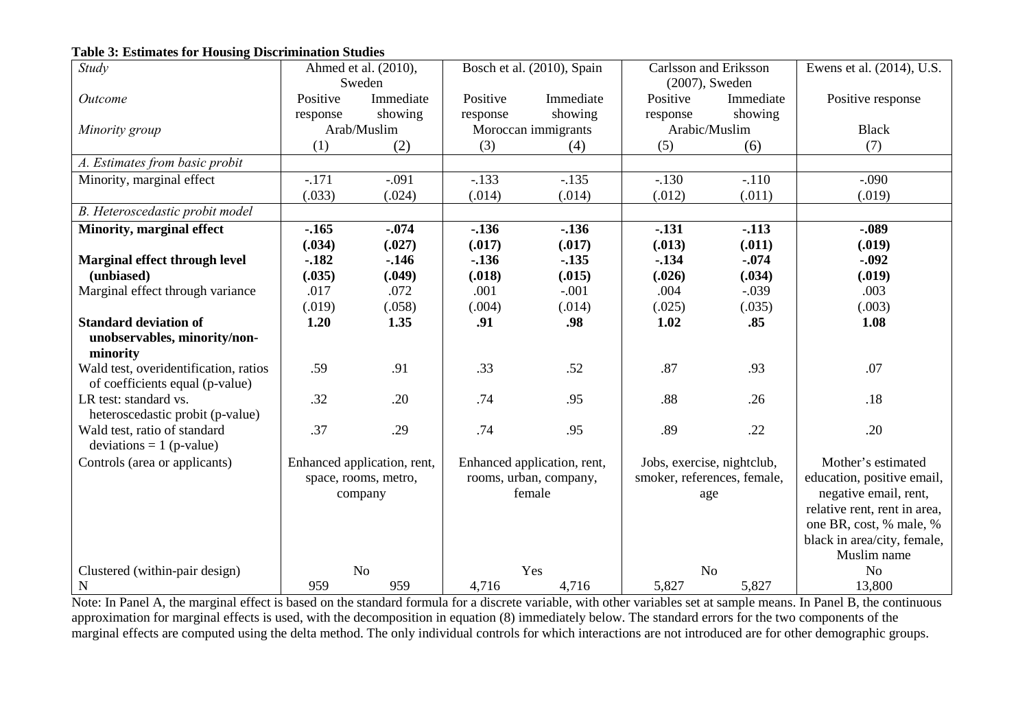**Table 3: Estimates for Housing Discrimination Studies**

| *Study* | Ahmed et al. (2010), Sweden | | Bosch et al. (2010), Spain | | Carlsson and Eriksson (2007), Sweden | | Ewens et al. (2014), U.S. |
|---|---|---|---|---|---|---|---|
| *Outcome* | Positive response | Immediate showing | Positive response | Immediate showing | Positive response | Immediate showing | Positive response |
| *Minority group* | Arab/Muslim | | Moroccan immigrants | | Arabic/Muslim | | Black |
| | (1) | (2) | (3) | (4) | (5) | (6) | (7) |
| *A. Estimates from basic probit* | | | | | | | |
| Minority, marginal effect | -.171 | -.091 | -.133 | -.135 | -.130 | -.110 | -.090 |
| | (.033) | (.024) | (.014) | (.014) | (.012) | (.011) | (.019) |
| *B. Heteroscedastic probit model* | | | | | | | |
| **Minority, marginal effect** | **-.165** | **-.074** | **-.136** | **-.136** | **-.131** | **-.113** | **-.089** |
| | **(.034)** | **(.027)** | **(.017)** | **(.017)** | **(.013)** | **(.011)** | **(.019)** |
| **Marginal effect through level (unbiased)** | **-.182** | **-.146** | **-.136** | **-.135** | **-.134** | **-.074** | **-.092** |
| | **(.035)** | **(.049)** | **(.018)** | **(.015)** | **(.026)** | **(.034)** | **(.019)** |
| Marginal effect through variance | .017 | .072 | .001 | -.001 | .004 | -.039 | .003 |
| | (.019) | (.058) | (.004) | (.014) | (.025) | (.035) | (.003) |
| **Standard deviation of unobservables, minority/non-minority** | **1.20** | **1.35** | **.91** | **.98** | **1.02** | **.85** | **1.08** |
| Wald test, overidentification, ratios of coefficients equal (p-value) | .59 | .91 | .33 | .52 | .87 | .93 | .07 |
| LR test: standard vs. heteroscedastic probit (p-value) | .32 | .20 | .74 | .95 | .88 | .26 | .18 |
| Wald test, ratio of standard deviations = 1 (p-value) | .37 | .29 | .74 | .95 | .89 | .22 | .20 |
| Controls (area or applicants) | Enhanced application, rent, space, rooms, metro, company | | Enhanced application, rent, rooms, urban, company, female | | Jobs, exercise, nightclub, smoker, references, female, age | | Mother's estimated education, positive email, negative email, rent, relative rent, rent in area, one BR, cost, % male, % black in area/city, female, Muslim name |
| Clustered (within-pair design) | No | | Yes | | No | | No |
| N | 959 | 959 | 4,716 | 4,716 | 5,827 | 5,827 | 13,800 |

Note: In Panel A, the marginal effect is based on the standard formula for a discrete variable, with other variables set at sample means. In Panel B, the continuous approximation for marginal effects is used, with the decomposition in equation (8) immediately below. The standard errors for the two components of the marginal effects are computed using the delta method. The only individual controls for which interactions are not introduced are for other demographic groups.